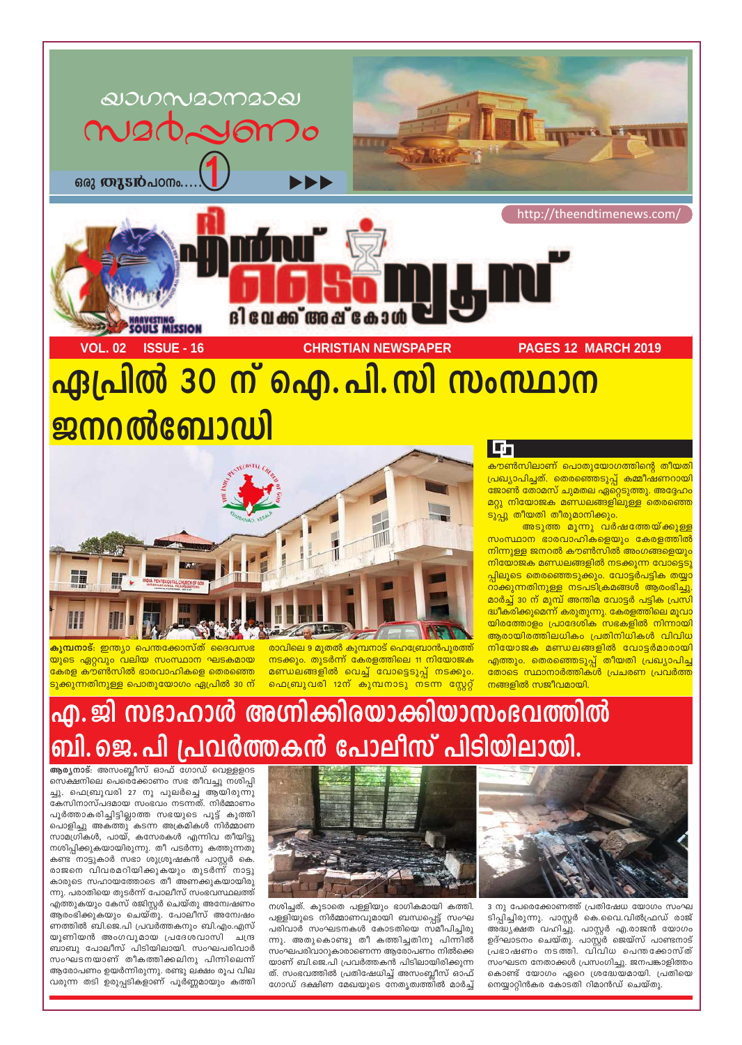യാഗസമാനമായ സമർപ്പണം

ഒരു തുടർപഠനം.....1

http://theendtimenews.com/

# ദി എൻഡ് ടൈം ന്യൂസ്

ദിവേക്ക് അപ്പ് കോൾ

HARVESTING SOULS MISSION

VOL. 02 ISSUE - 16 | CHRISTIAN NEWSPAPER | PAGES 12 MARCH 2019

## ഏപ്രിൽ 30 ന് ഐ.പി.സി സംസ്ഥാന ജനറൽബോഡി

**കുമ്പനാട്:** ഇന്ത്യാ പെന്തക്കോസ്ത് ദൈവസഭയുടെ ഏറ്റവും വലിയ സംസ്ഥാന ഘടകമായ കേരള കൗൺസിൽ ഭാരവാഹികളെ തെരഞ്ഞെടുക്കുന്നതിനുള്ള പൊതുയോഗം ഏപ്രിൽ 30 ന് രാവിലെ 9 മുതൽ കുമ്പനാട് ഹെബ്രോൻപുരത്ത് നടക്കും. തുടർന്ന് കേരളത്തിലെ 11 നിയോജക മണ്ഡലങ്ങളിൽ വെച്ച് വോട്ടെടുപ്പ് നടക്കും. ഫെബ്രുവരി 12ന് കുമ്പനാടു നടന്ന സ്റ്റേറ്റ് കൗൺസിലാണ് പൊതുയോഗത്തിന്റെ തീയതി പ്രഖ്യാപിച്ചത്. തെരഞ്ഞെടുപ്പ് കമ്മീഷണറായി ജോൺ തോമസ് ചുമതല ഏറ്റെടുത്തു. അദ്ദേഹം മറ്റു നിയോജക മണ്ഡലങ്ങളിലുള്ള തെരഞ്ഞെടുപ്പു തീയതി തീരുമാനിക്കും.

അടുത്ത മൂന്നു വർഷത്തേയ്ക്കുള്ള സംസ്ഥാന ഭാരവാഹികളെയും കേരളത്തിൽ നിന്നുള്ള ജനറൽ കൗൺസിൽ അംഗങ്ങളെയും നിയോജക മണ്ഡലങ്ങളിൽ നടക്കുന്ന വോട്ടെടുപ്പിലൂടെ തെരഞ്ഞെടുക്കും. വോട്ടർപട്ടിക തയ്യാറാക്കുന്നതിനുള്ള നടപടിക്രമങ്ങൾ ആരംഭിച്ചു. മാർച്ച് 30 ന് മുമ്പ് അന്തിമ വോട്ടർ പട്ടിക പ്രസിദ്ധീകരിക്കുമെന്ന് കരുതുന്നു. കേരളത്തിലെ മൂവായിരത്തോളം പ്രാദേശിക സഭകളിൽ നിന്നായി ആറായിരത്തിലധികം പ്രതിനിധികൾ വിവിധ നിയോജക മണ്ഡലങ്ങളിൽ വോട്ടർമാരായി എത്തും. തെരഞ്ഞെടുപ്പ് തീയതി പ്രഖ്യാപിച്ചതോടെ സ്ഥാനാർത്ഥികൾ പ്രചരണ പ്രവർത്തനങ്ങളിൽ സജീവമായി.

## എ.ജി സഭാഹാൾ അഗ്നിക്കിരയാക്കിയാസംഭവത്തിൽ ബി.ജെ.പി പ്രവർത്തകൻ പോലീസ് പിടിയിലായി.

**ആര്യനാട്:** അസംബ്ലീസ് ഓഫ് ഗോഡ് വെള്ളളറ സെക്ഷനിലെ പെരെക്കോണം സഭ തീവച്ചു നശിപ്പിച്ചു. ഫെബ്രുവരി 27 നു പുലർച്ചെ ആയിരുന്നു കേസിനാസ്പദമായ സംഭവം നടന്നത്. നിർമ്മാണം പൂർത്താകരിച്ചിട്ടില്ലാത്ത സഭയുടെ പൂട്ട് കുത്തിപൊളിച്ചു അകത്തു കടന്ന അക്രമികൾ നിർമ്മാണ സാമഗ്രികൾ, പായ്, കസേരകൾ എന്നിവ തീയിട്ടു നശിപ്പിക്കുകയായിരുന്നു. തീ പടർന്നു കത്തുന്നതു കണ്ട നാട്ടുകാർ സഭാ ശുശ്രൂഷകൻ പാസ്റ്റർ കെ. രാജനെ വിവരമറിയിക്കുകയും തുടർന്ന് നാട്ടുകാരുടെ സഹായത്തോടെ തീ അണക്കുകയായിരുന്നു. പരാതിയെ തുടർന്ന് പോലീസ് സംഭവസ്ഥലത്ത് എത്തുകയും കേസ് രജിസ്റ്റർ ചെയ്തു അന്വേഷണം ആരംഭിക്കുകയും ചെയ്തു. പോലീസ് അന്വേഷണത്തിൽ ബി.ജെ.പി പ്രവർത്തകനും ബി.എം.എസ് യൂണിയൻ അംഗവുമായ പ്രദേശവാസി ചന്ദ്രബാബു പോലീസ് പിടിയിലായി. സംഘപരിവാർ സംഘടനയാണ് തീകത്തിക്കലിനു പിന്നിലെന്ന് ആരോപണം ഉയർന്നിരുന്നു. രണ്ടു ലക്ഷം രൂപ വില വരുന്ന തടി ഉരുപ്പടികളാണ് പൂർണ്ണമായും കത്തി നശിച്ചത്. കൂടാതെ പള്ളിയും ഭാഗികമായി കത്തി. പള്ളിയുടെ നിർമ്മാണവുമായി ബന്ധപ്പെട്ട് സംഘപരിവാർ സംഘടനകൾ കോടതിയെ സമീപിച്ചിരുന്നു. അതുകൊണ്ടു തീ കത്തിച്ചതിനു പിന്നിൽ സംഘപരിവാറുകാരാണെന്ന ആരോപണം നിൽക്കെയാണ് ബി.ജെ.പി പ്രവർത്തകൻ പിടിലായിരിക്കുന്നത്. സംഭവത്തിൽ പ്രതിഷേധിച്ച് അസംബ്ലീസ് ഓഫ് ഗോഡ് ദക്ഷിണ മേഖയുടെ നേതൃത്വത്തിൽ മാർച്ച് 3 നു പേരെക്കോണത്ത് പ്രതിഷേധ യോഗം സംഘടിപ്പിച്ചിരുന്നു. പാസ്റ്റർ കെ.വൈ.വിൽഫ്രഡ് രാജ് അദ്ധ്യക്ഷത വഹിച്ചു. പാസ്റ്റർ എ.രാജൻ യോഗം ഉദ്ഘാടനം ചെയ്തു. പാസ്റ്റർ ജെയ്സ് പാണ്ടനാട് പ്രഭാഷണം നടത്തി. വിവിധ പെന്തക്കോസ്ത് സംഘടന നേതാക്കൾ പ്രസംഗിച്ചു. ജനപങ്കാളിത്തം കൊണ്ട് യോഗം ഏറെ ശ്രദ്ധേയമായി. പ്രതിയെ നെയ്യാറ്റിൻകര കോടതി റിമാൻഡ് ചെയ്തു.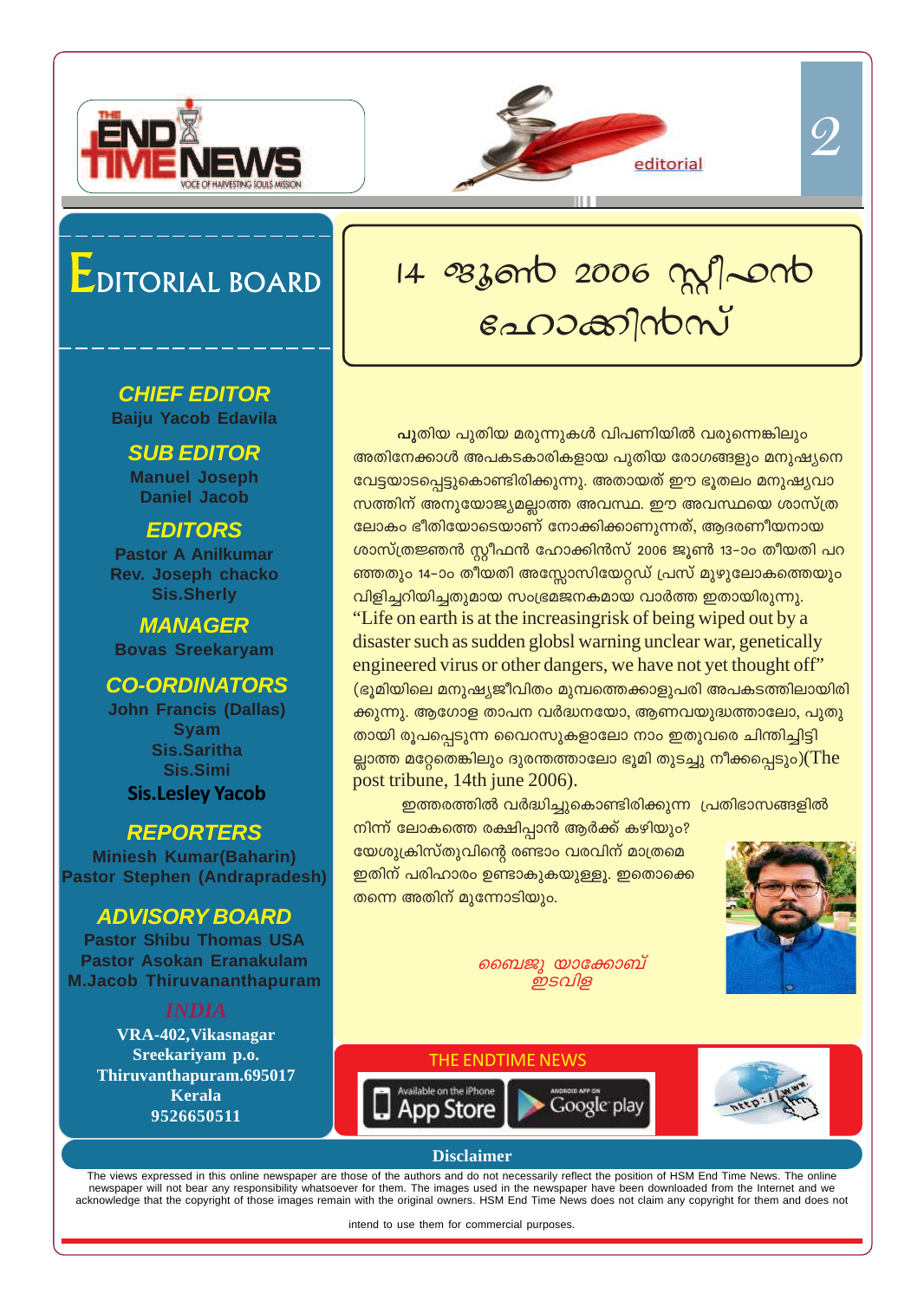editorial

# EDITORIAL BOARD

**CHIEF EDITOR**
Baiju Yacob Edavila

**SUB EDITOR**
Manuel Joseph
Daniel Jacob

**EDITORS**
Pastor A Anilkumar
Rev. Joseph chacko
Sis.Sherly

**MANAGER**
Bovas Sreekaryam

**CO-ORDINATORS**
John Francis (Dallas)
Syam
Sis.Saritha
Sis.Simi
**Sis.Lesley Yacob**

**REPORTERS**
Miniesh Kumar(Baharin)
Pastor Stephen (Andrapradesh)

**ADVISORY BOARD**
Pastor Shibu Thomas USA
Pastor Asokan Eranakulam
M.Jacob Thiruvananthapuram

INDIA
**VRA-402,Vikasnagar**
**Sreekariyam p.o.**
**Thiruvanthapuram.695017**
**Kerala**
**9526650511**

# 14 ജൂൺ 2006 സ്റ്റീഫൻ ഹോക്കിൻസ്

പുതിയ പുതിയ മരുന്നുകൾ വിപണിയിൽ വരുന്നെങ്കിലും അതിനേക്കാൾ അപകടകാരികളായ പുതിയ രോഗങ്ങളും മനുഷ്യനെ വേട്ടയാടപ്പെട്ടുകൊണ്ടിരിക്കുന്നു. അതായത് ഈ ഭൂതലം മനുഷ്യവാസത്തിന് അനുയോജ്യമല്ലാത്ത അവസ്ഥ. ഈ അവസ്ഥയെ ശാസ്ത്ര ലോകം ഭീതിയോടെയാണ് നോക്കിക്കാണുന്നത്, ആദരണീയനായ ശാസ്ത്രജ്ഞൻ സ്റ്റീഫൻ ഹോക്കിൻസ് 2006 ജൂൺ 13-ാം തീയതി പറഞ്ഞതും 14-ാം തീയതി അസ്സോസിയേറ്റഡ് പ്രസ് മുഴുലോകത്തെയും വിളിച്ചറിയിച്ചതുമായ സംഭ്രമജനകമായ വാർത്ത ഇതായിരുന്നു. "Life on earth is at the increasingrisk of being wiped out by a disaster such as sudden globsl warning unclear war, genetically engineered virus or other dangers, we have not yet thought off" (ഭൂമിയിലെ മനുഷ്യജീവിതം മുമ്പത്തെക്കാളുപരി അപകടത്തിലായിരിക്കുന്നു. ആഗോള താപന വർദ്ധനയോ, ആണവയുദ്ധത്താലോ, പുതുതായി രൂപപ്പെടുന്ന വൈറസുകളാലോ നാം ഇതുവരെ ചിന്തിച്ചിട്ടില്ലാത്ത മറ്റേതെങ്കിലും ദുരന്തത്താലോ ഭൂമി തുടച്ചു നീക്കപ്പെടും)(The post tribune, 14th june 2006).

ഇത്തരത്തിൽ വർദ്ധിച്ചുകൊണ്ടിരിക്കുന്ന പ്രതിഭാസങ്ങളിൽ നിന്ന് ലോകത്തെ രക്ഷിപ്പാൻ ആർക്ക് കഴിയും? യേശുക്രിസ്തുവിന്റെ രണ്ടാം വരവിന് മാത്രമെ ഇതിന് പരിഹാരം ഉണ്ടാകുകയുള്ളൂ. ഇതൊക്കെ തന്നെ അതിന് മുന്നോടിയും.

*ബൈജു യാക്കോബ്*
*ഇടവിള*

THE ENDTIME NEWS

Available on the iPhone App Store | Android App on Google play

**Disclaimer**

The views expressed in this online newspaper are those of the authors and do not necessarily reflect the position of HSM End Time News. The online newspaper will not bear any responsibility whatsoever for them. The images used in the newspaper have been downloaded from the Internet and we acknowledge that the copyright of those images remain with the original owners. HSM End Time News does not claim any copyright for them and does not intend to use them for commercial purposes.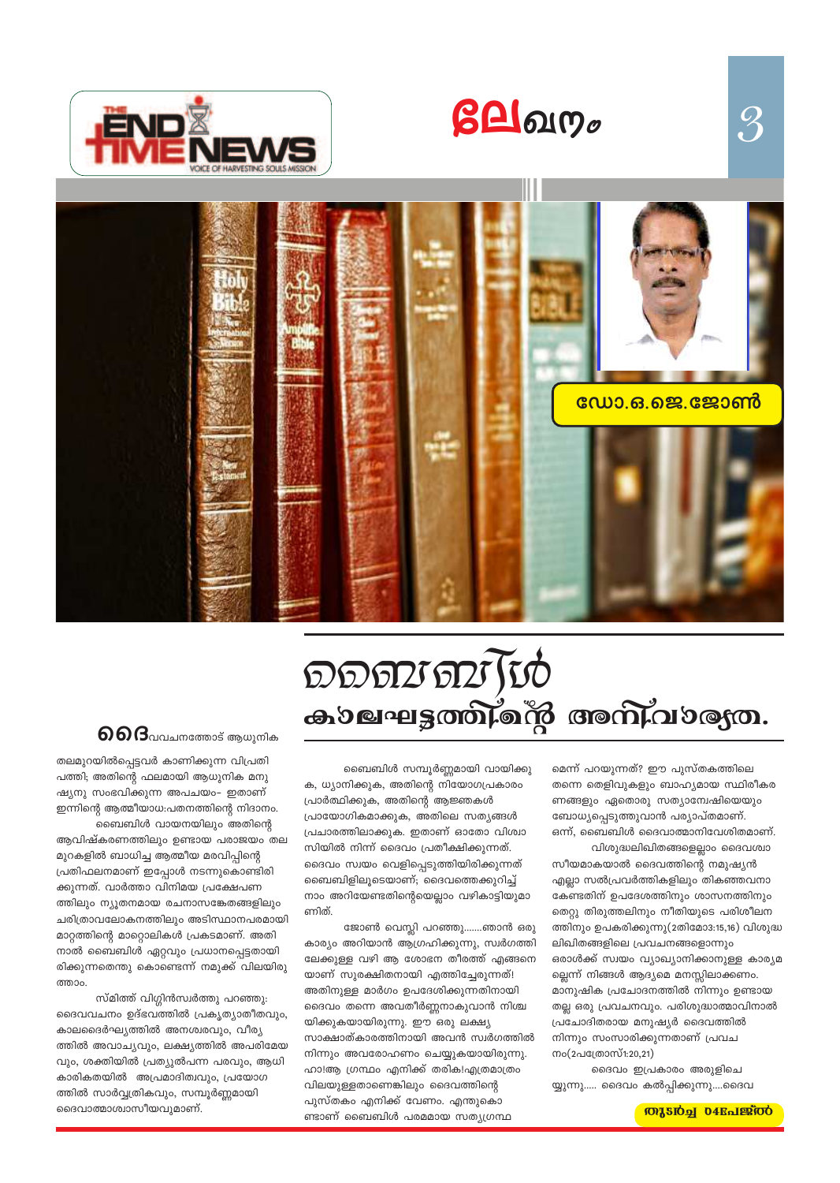# ലേഖനം

**ഡോ.ഒ.ജെ.ജോൺ**

# ബൈബിൾ കാലഘട്ടത്തിന്റെ അനിവാര്യത.

ദൈവവചനത്തോട് ആധുനിക തലമുറയിൽപ്പെട്ടവർ കാണിക്കുന്ന വിപ്രതിപത്തി; അതിന്റെ ഫലമായി ആധുനിക മനുഷ്യനു സംഭവിക്കുന്ന അപചയം- ഇതാണ് ഇന്നിന്റെ ആത്മീയാധഃപതനത്തിന്റെ നിദാനം.

ബൈബിൾ വായനയിലും അതിന്റെ ആവിഷ്കരണത്തിലും ഉണ്ടായ പരാജയം തലമുറകളിൽ ബാധിച്ച ആത്മീയ മരവിപ്പിന്റെ പ്രതിഫലനമാണ് ഇപ്പോൾ നടന്നുകൊണ്ടിരിക്കുന്നത്. വാർത്താ വിനിമയ പ്രക്ഷേപണത്തിലും നൂതനമായ രചനാസങ്കേതങ്ങളിലും ചരിത്രാവലോകനത്തിലും അടിസ്ഥാനപരമായി മാറ്റത്തിന്റെ മാറ്റൊലികൾ പ്രകടമാണ്. അതിനാൽ ബൈബിൾ ഏറ്റവും പ്രധാനപ്പെട്ടതായിരിക്കുന്നതെന്തു കൊണ്ടെന്ന് നമുക്ക് വിലയിരുത്താം.

സ്മിത്ത് വിഗ്ഗിൻസ്വർത്തു പറഞ്ഞു: ദൈവവചനം ഉദ്ഭവത്തിൽ പ്രകൃത്യാതീതവും, കാലദൈർഘ്യത്തിൽ അനശ്വരവും, വീര്യത്തിൽ അവാച്യവും, ലക്ഷ്യത്തിൽ അപരിമേയവും, ശക്തിയിൽ പ്രത്യുൽപന്ന പരവും, ആധികാരികതയിൽ അപ്രമാദിത്വവും, പ്രയോഗത്തിൽ സാർവ്വത്രികവും, സമ്പൂർണ്ണമായി ദൈവാത്മാശ്വാസീയവുമാണ്.

ബൈബിൾ സമ്പൂർണ്ണമായി വായിക്കുക, ധ്യാനിക്കുക, അതിന്റെ നിയോഗപ്രകാരം പ്രാർത്ഥിക്കുക, അതിന്റെ ആജ്ഞകൾ പ്രായോഗികമാക്കുക, അതിലെ സത്യങ്ങൾ പ്രചാരത്തിലാക്കുക. ഇതാണ് ഓരോ വിശ്വാസിയിൽ നിന്ന് ദൈവം പ്രതീക്ഷിക്കുന്നത്. ദൈവം സ്വയം വെളിപ്പെടുത്തിയിരിക്കുന്നത് ബൈബിളിലൂടെയാണ്; ദൈവത്തെക്കുറിച്ച് നാം അറിയേണ്ടതിന്റെയെല്ലാം വഴികാട്ടിയുമാണിത്.

ജോൺ വെസ്ലി പറഞ്ഞു.......ഞാൻ ഒരു കാര്യം അറിയാൻ ആഗ്രഹിക്കുന്നു, സ്വർഗത്തിലേക്കുള്ള വഴി ആ ശോഭന തീരത്ത് എങ്ങനെയാണ് സുരക്ഷിതനായി എത്തിച്ചേരുന്നത്! അതിനുള്ള മാർഗം ഉപദേശിക്കുന്നതിനായി ദൈവം തന്നെ അവതീർണ്ണനാകുവാൻ നിശ്ചയിക്കുകയായിരുന്നു. ഈ ഒരു ലക്ഷ്യസാക്ഷാത്കാരത്തിനായി അവൻ സ്വർഗത്തിൽ നിന്നും അവരോഹണം ചെയ്യുകയായിരുന്നു. ഹാ!ആ ഗ്രന്ഥം എനിക്ക് തരിക!എത്രമാത്രം വിലയുള്ളതാണെങ്കിലും ദൈവത്തിന്റെ പുസ്തകം എനിക്ക് വേണം. എന്തുകൊണ്ടാണ് ബൈബിൾ പരമമായ സത്യഗ്രന്ഥമെന്ന് പറയുന്നത്? ഈ പുസ്തകത്തിലെ തന്നെ തെളിവുകളും ബാഹ്യമായ സ്ഥിരീകരണങ്ങളും ഏതൊരു സത്യാന്വേഷിയെയും ബോധ്യപ്പെടുത്തുവാൻ പര്യാപ്തമാണ്.

ഒന്ന്, ബൈബിൾ ദൈവാത്മാനിവേശിതമാണ്.

വിശുദ്ധലിഖിതങ്ങളെല്ലാം ദൈവശ്വാസീയമാകയാൽ ദൈവത്തിന്റെ നമുഷ്യൻ എല്ലാ സൽപ്രവർത്തികളിലും തികഞ്ഞവനാകേണ്ടതിന് ഉപദേശത്തിനും ശാസനത്തിനും തെറ്റു തിരുത്തലിനും നീതിയുടെ പരിശീലനത്തിനും ഉപകരിക്കുന്നു(2തിമോ3:15,16) വിശുദ്ധലിഖിതങ്ങളിലെ പ്രവചനങ്ങളൊന്നും ഒരാൾക്ക് സ്വയം വ്യാഖ്യാനിക്കാനുള്ള കാര്യമല്ലെന്ന് നിങ്ങൾ ആദ്യമെ മനസ്സിലാക്കണം. മാനുഷിക പ്രചോദനത്തിൽ നിന്നും ഉണ്ടായതല്ല ഒരു പ്രവചനവും. പരിശുദ്ധാത്മാവിനാൽ പ്രചോദിതരായ മനുഷ്യർ ദൈവത്തിൽ നിന്നും സംസാരിക്കുന്നതാണ് പ്രവചനം(2പത്രോസ്1:20,21)

ദൈവം ഇപ്രകാരം അരുളിച്ചെയ്യുന്നു..... ദൈവം കൽപ്പിക്കുന്നു....ദൈവ

**തുടർച്ച 04പേജിൽ**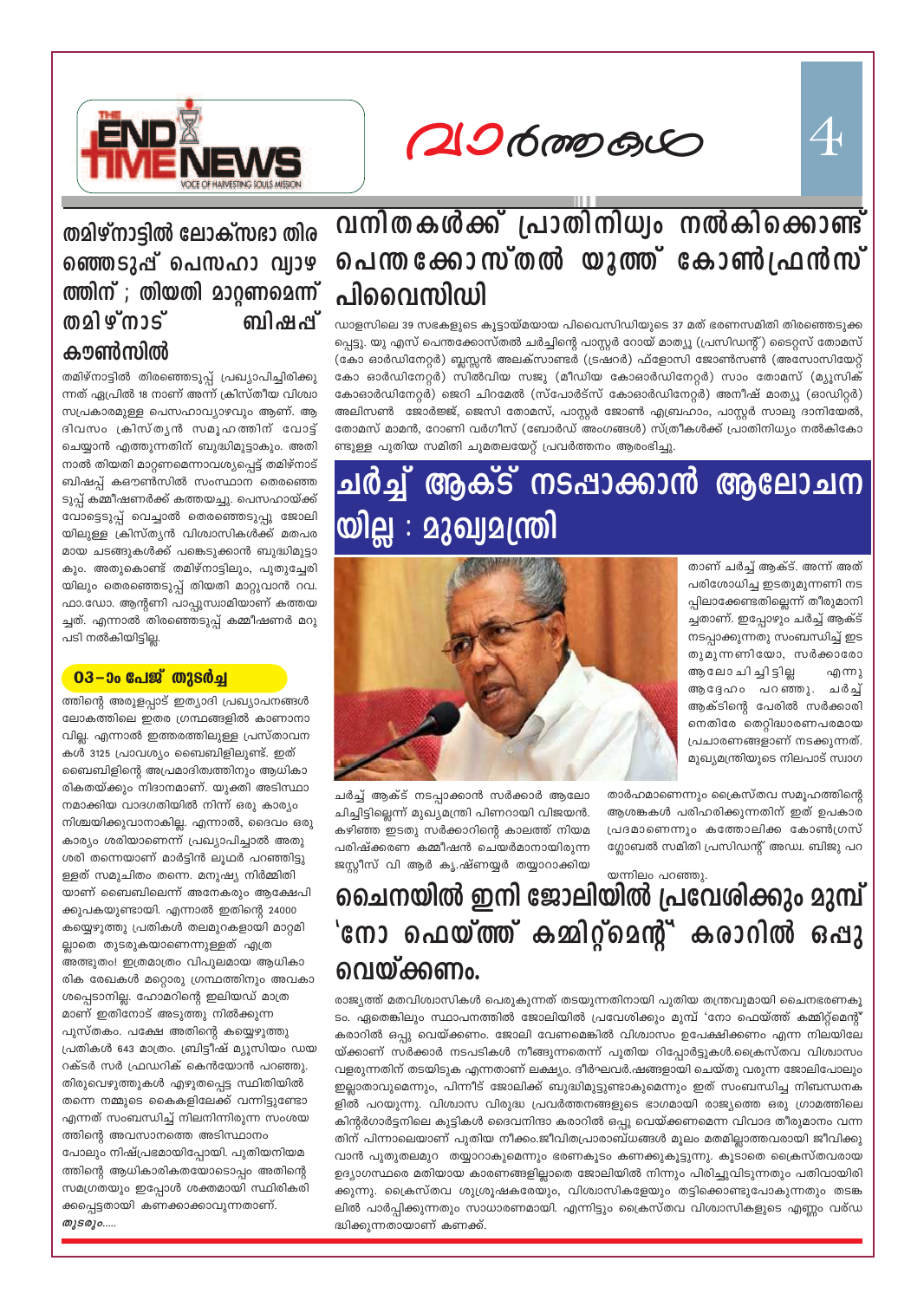# വാർത്തകൾ

## തമിഴ്നാട്ടിൽ ലോക്സഭാ തിരഞ്ഞെടുപ്പ് പെസഹാ വ്യാഴത്തിന് ; തിയതി മാറ്റണമെന്ന് തമിഴ്നാട് ബിഷപ്പ് കൗൺസിൽ

തമിഴ്നാട്ടിൽ തിരഞ്ഞെടുപ്പ് പ്രഖ്യാപിച്ചിരിക്കുന്നത് ഏപ്രിൽ 18 നാണ് അന്ന് ക്രിസ്തീയ വിശ്വാസപ്രകാരമുള്ള പെസഹാവ്യാഴവും ആണ്. ആ ദിവസം ക്രിസ്ത്യൻ സമൂഹത്തിന് വോട്ട് ചെയ്യാൻ എത്തുന്നതിന് ബുദ്ധിമുട്ടാകും. അതിനാൽ തിയതി മാറ്റണമെന്നാവശ്യപ്പെട്ട് തമിഴ്നാട് ബിഷപ്പ് കൗൺസിൽ സംസ്ഥാന തെരഞ്ഞെടുപ്പ് കമ്മീഷണർക്ക് കത്തയച്ചു. പെസഹായ്ക്ക് വോട്ടെടുപ്പ് വെച്ചാൽ തെരഞ്ഞെടുപ്പു ജോലിയിലുള്ള ക്രിസ്ത്യൻ വിശ്വാസികൾക്ക് മതപരമായ ചടങ്ങുകൾക്ക് പങ്കെടുക്കാൻ ബുദ്ധിമുട്ടാകും. അതുകൊണ്ട് തമിഴ്നാട്ടിലും, പുതുച്ചേരിയിലും തെരഞ്ഞെടുപ്പ് തിയതി മാറ്റുവാൻ റവ. ഫാ.ഡോ. ആന്റണി പാപ്പുസ്വാമിയാണ് കത്തയച്ചത്. എന്നാൽ തിരഞ്ഞെടുപ്പ് കമ്മീഷണർ മറുപടി നൽകിയിട്ടില്ല.

### 03–ാം പേജ് തുടർച്ച

ത്തിന്റെ അരുളപ്പാട് ഇത്യാദി പ്രഖ്യാപനങ്ങൾ ലോകത്തിലെ ഇതര ഗ്രന്ഥങ്ങളിൽ കാണാനാവില്ല. എന്നാൽ ഇത്തരത്തിലുള്ള പ്രസ്താവനകൾ 3125 പ്രാവശ്യം ബൈബിളിലുണ്ട്. ഇത് ബൈബിളിന്റെ അപ്രമാദിത്വത്തിനും ആധികാരികതയ്ക്കും നിദാനമാണ്. യുക്തി അടിസ്ഥാനമാക്കിയ വാദഗതിയിൽ നിന്ന് ഒരു കാര്യം നിശ്ചയിക്കുവാനാകില്ല. എന്നാൽ, ദൈവം ഒരു കാര്യം ശരിയാണെന്ന് പ്രഖ്യാപിച്ചാൽ അതു ശരി തന്നെയാണ് മാർട്ടിൻ ലൂഥർ പറഞ്ഞിട്ടുളളത് സമുചിതം തന്നെ. മനുഷ്യ നിർമ്മിതിയാണ് ബൈബിലെന്ന് അനേകരും ആക്ഷേപിക്കുപകയുണ്ടായി. എന്നാൽ ഇതിന്റെ 24000 കയ്യെഴുത്തു പ്രതികൾ തലമുറകളായി മാറ്റമില്ലാതെ തുടരുകയാണെന്നുള്ളത് എത്ര അത്ഭുതം! ഇത്രമാത്രം വിപുലമായ ആധികാരിക രേഖകൾ മറ്റൊരു ഗ്രന്ഥത്തിനും അവകാശപ്പെടാനില്ല. ഹോമറിന്റെ ഇലിയഡ് മാത്രമാണ് ഇതിനോട് അടുത്തു നിൽക്കുന്ന പുസ്തകം. പക്ഷേ അതിന്റെ കയ്യെഴുത്തു പ്രതികൾ 643 മാത്രം. ബ്രിട്ടീഷ് മ്യൂസിയം ഡയറക്ടർ സർ ഫ്രഡറിക് കെൻയോൻ പറഞ്ഞു. തിരുവെഴുത്തുകൾ എഴുതപ്പെട്ട സ്ഥിതിയിൽ തന്നെ നമ്മുടെ കൈകളിലേക്ക് വന്നിട്ടുണ്ടോ എന്നത് സംബന്ധിച്ച് നിലനിന്നിരുന്ന സംശയത്തിന്റെ അവസാനത്തെ അടിസ്ഥാനം പോലും നിഷ്പ്രഭമായിപ്പോയി. പുതിയനിയമത്തിന്റെ ആധികാരികതയോടൊപ്പം അതിന്റെ സമഗ്രതയും ഇപ്പോൾ ശക്തമായി സ്ഥിരീകരിക്കപ്പെട്ടതായി കണക്കാക്കാവുന്നതാണ്.

*തുടരും.....*

## വനിതകൾക്ക് പ്രാതിനിധ്യം നൽകിക്കൊണ്ട് പെന്തക്കോസ്തൽ യൂത്ത് കോൺഫ്രൻസ് പിവൈസിഡി

ഡാളസിലെ 39 സഭകളുടെ കൂട്ടായ്മയായ പിവൈസിഡിയുടെ 37 മത് ഭരണസമിതി തിരഞ്ഞെടുക്കപ്പെട്ടു. യു എസ് പെന്തക്കോസ്തൽ ചർച്ചിന്റെ പാസ്റ്റർ റോയ് മാത്യു (പ്രസിഡന്റ്) ടൈറ്റസ് തോമസ് (കോ ഓർഡിനേറ്റർ) ബ്ലസ്സൻ അലക്സാണ്ടർ (ട്രഷറർ) ഫ്ളോസി ജോൺസൺ (അസോസിയേറ്റ് കോ ഓർഡിനേറ്റർ) സിൽവിയ സജു (മീഡിയ കോഓർഡിനേറ്റർ) സാം തോമസ് (മ്യൂസിക് കോഓർഡിനേറ്റർ) ജെറി ചിറമേൽ (സ്പോർട്സ് കോഓർഡിനേറ്റർ) അനീഷ് മാത്യു (ഓഡിറ്റർ) അലിസൺ ജോർജ്ജ്, ജെസി തോമസ്, പാസ്റ്റർ ജോൺ എബ്രഹാം, പാസ്റ്റർ സാലു ദാനിയേൽ, തോമസ് മാമൻ, റോണി വർഗീസ് (ബോർഡ് അംഗങ്ങൾ) സ്ത്രീകൾക്ക് പ്രാതിനിധ്യം നൽകികോണ്ടുള്ള പുതിയ സമിതി ചുമതലയേറ്റ് പ്രവർത്തനം ആരംഭിച്ചു.

## ചർച്ച് ആക്ട് നടപ്പാക്കാൻ ആലോചനയില്ല : മുഖ്യമന്ത്രി

ചർച്ച് ആക്ട് നടപ്പാക്കാൻ സർക്കാർ ആലോചിച്ചിട്ടില്ലെന്ന് മുഖ്യമന്ത്രി പിണറായി വിജയൻ. കഴിഞ്ഞ ഇടതു സർക്കാറിന്റെ കാലത്ത് നിയമ പരിഷ്ക്കരണ കമ്മീഷൻ ചെയർമാനായിരുന്ന ജസ്റ്റീസ് വി ആർ കൃഷ്ണയ്യർ തയ്യാറാക്കിയതാണ് ചർച്ച് ആക്ട്. അന്ന് അത് പരിശോധിച്ച ഇടതുമുന്നണി നടപ്പിലാക്കേണ്ടതില്ലെന്ന് തീരുമാനിച്ചതാണ്. ഇപ്പോഴും ചർച്ച് ആക്ട് നടപ്പാക്കുന്നതു സംബന്ധിച്ച് ഇടതുമുന്നണിയോ, സർക്കാരോ ആലോചിച്ചിട്ടില്ല എന്നു ആദ്ദേഹം പറഞ്ഞു. ചർച്ച് ആക്ടിന്റെ പേരിൽ സർക്കാരിനെതിരേ തെറ്റിദ്ധാരണപരമായ പ്രചാരണങ്ങളാണ് നടക്കുന്നത്. മുഖ്യമന്ത്രിയുടെ നിലപാട് സ്വാഗതാർഹമാണെന്നും ക്രൈസ്തവ സമൂഹത്തിന്റെ ആശങ്കകൾ പരിഹരിക്കുന്നതിന് ഇത് ഉപകാരപ്രദമാണെന്നും കത്തോലിക്ക കോൺഗ്രസ് ഗ്ലോബൽ സമിതി പ്രസിഡന്റ് അഡ്വ. ബിജു പറയന്നിലം പറഞ്ഞു.

## ചൈനയിൽ ഇനി ജോലിയിൽ പ്രവേശിക്കും മുമ്പ് 'നോ ഫെയ്ത്ത് കമ്മിറ്റ്മെന്റ്' കരാറിൽ ഒപ്പു വെയ്ക്കണം.

രാജ്യത്ത് മതവിശ്വാസികൾ പെരുകുന്നത് തടയുന്നതിനായി പുതിയ തന്ത്രവുമായി ചൈനഭരണകൂടം. ഏതെങ്കിലും സ്ഥാപനത്തിൽ ജോലിയിൽ പ്രവേശിക്കും മുമ്പ് 'നോ ഫെയ്ത്ത് കമ്മിറ്റ്മെന്റ്' കരാറിൽ ഒപ്പു വെയ്ക്കണം. ജോലി വേണമെങ്കിൽ വിശ്വാസം ഉപേക്ഷിക്കണം എന്ന നിലയിലേയ്ക്കാണ് സർക്കാർ നടപടികൾ നീങ്ങുന്നതെന്ന് പുതിയ റിപ്പോർട്ടുകൾ.ക്രൈസ്തവ വിശ്വാസം വളരുന്നതിന് തടയിടുക എന്നതാണ് ലക്ഷ്യം. ദീർഘവർഷങ്ങളായി ചെയ്തു വരുന്ന ജോലിപോലും ഇല്ലാതാവുമെന്നും, പിന്നീട് ജോലിക്ക് ബുദ്ധിമുട്ടുണ്ടാകുമെന്നും ഇത് സംബന്ധിച്ച നിബന്ധനകളിൽ പറയുന്നു. വിശ്വാസ വിരുദ്ധ പ്രവർത്തനങ്ങളുടെ ഭാഗമായി രാജ്യത്തെ ഒരു ഗ്രാമത്തിലെ കിന്റർഗാർട്ടനിലെ കുട്ടികൾ ദൈവനിന്ദാ കരാറിൽ ഒപ്പു വെയ്ക്കണമെന്ന വിവാദ തീരുമാനം വന്നതിന് പിന്നാലെയാണ് പുതിയ നീക്കം.ജീവിതപ്രാരാബ്ധങ്ങൾ മൂലം മതമില്ലാത്തവരായി ജീവിക്കുവാൻ പുതുതലമുറ തയ്യാറാകുമെന്നും ഭരണകൂടം കണക്കുകൂട്ടുന്നു. കൂടാതെ ക്രൈസ്തവരായ ഉദ്യാഗസ്ഥരെ മതിയായ കാരണങ്ങളില്ലാതെ ജോലിയിൽ നിന്നും പിരിച്ചുവിടുന്നതും പതിവായിരിക്കുന്നു. ക്രൈസ്തവ ശുശ്രൂഷകരേയും, വിശ്വാസികളേയും തട്ടിക്കൊണ്ടുപോകുന്നതും തടങ്കലിൽ പാർപ്പിക്കുന്നതും സാധാരണമായി. എന്നിട്ടും ക്രൈസ്തവ വിശ്വാസികളുടെ എണ്ണം വർദ്ധിക്കുന്നതായാണ് കണക്ക്.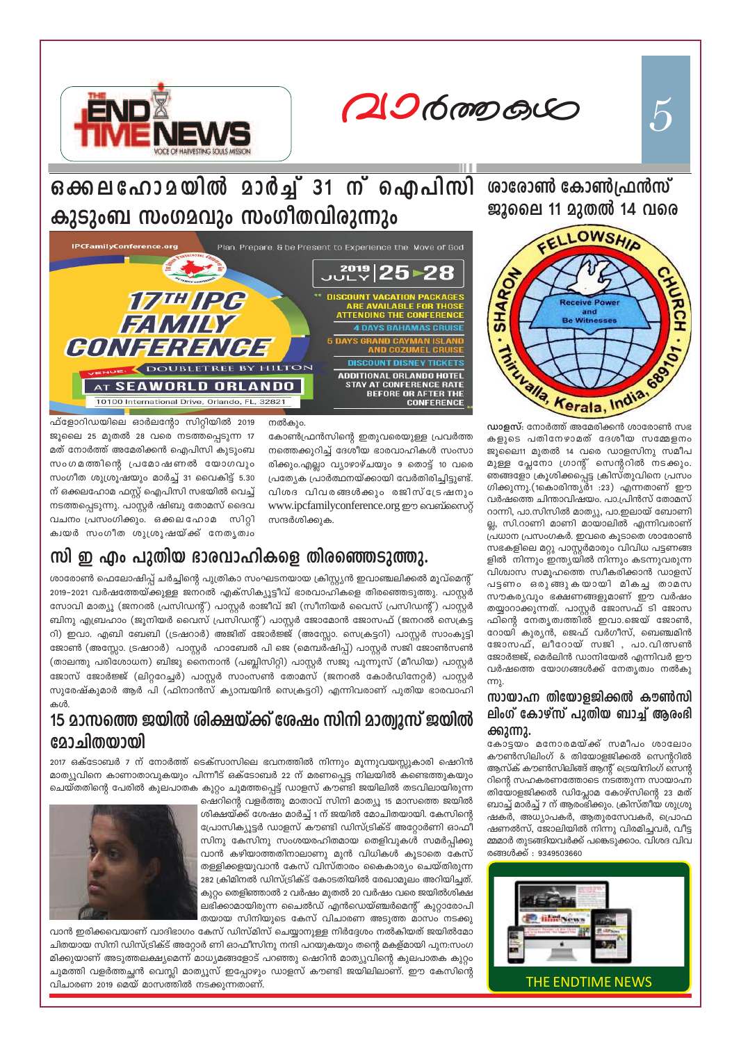# വാർത്തകൾ

## ഒക്കലഹോമയിൽ മാർച്ച് 31 ന് ഐപിസി കുടുംബ സംഗമവും സംഗീതവിരുന്നും

IPCFamilyConference.org — Plan, Prepare, & be Present to Experience the Move of God

17TH IPC FAMILY CONFERENCE — 2019 JULY 25-28

VENUE: DOUBLETREE BY HILTON AT SEAWORLD ORLANDO, 10100 International Drive, Orlando, FL, 32821

DISCOUNT VACATION PACKAGES ARE AVAILABLE FOR THOSE ATTENDING THE CONFERENCE
- 4 DAYS BAHAMAS CRUISE
- 5 DAYS GRAND CAYMAN ISLAND AND COZUMEL CRUISE
- DISCOUNT DISNEY TICKETS
- ADDITIONAL ORLANDO HOTEL STAY AT CONFERENCE RATE BEFORE OR AFTER THE CONFERENCE

ഫ്ളോറിഡയിലെ ഓർലന്റോ സിറ്റിയിൽ 2019 ജൂലൈ 25 മുതൽ 28 വരെ നടത്തപ്പെടുന്ന 17 മത് നോർത്ത് അമേരിക്കൻ ഐപിസി കുടുംബ സംഗമത്തിന്റെ പ്രമോഷണൽ യോഗവും സംഗീത ശുശ്രൂഷയും മാർച്ച് 31 വൈകിട്ട് 5.30 ന് ഒക്കലഹോമ ഫസ്റ്റ് ഐപിസി സഭയിൽ വെച്ച് നടത്തപ്പെടുന്നു. പാസ്റ്റർ ഷിബു തോമസ് ദൈവ വചനം പ്രസംഗിക്കും. ഒക്കലഹോമ സിറ്റി കയർ സംഗീത ശുശ്രൂഷയ്ക്ക് നേതൃത്വം നൽകും.

കോൺഫ്രൻസിന്റെ ഇതുവരെയുള്ള പ്രവർത്തനത്തെക്കുറിച്ച് ദേശീയ ഭാരവാഹികൾ സംസാരിക്കും.എല്ലാ വ്യാഴാഴ്ചയും 9 തൊട്ട് 10 വരെ പ്രത്യേക പ്രാർത്ഥനയ്ക്കായി വേർതിരിച്ചിട്ടുണ്ട്. വിശദ വിവരങ്ങൾക്കും രജിസ്ട്രേഷനും www.ipcfamilyconference.org ഈ വെബ്സൈറ്റ് സന്ദർശിക്കുക.

## സി ഇ എം പുതിയ ഭാരവാഹികളെ തിരഞ്ഞെടുത്തു.

ശാരോൺ ഫെലോഷിപ്പ് ചർച്ചിന്റെ പുത്രികാ സംഘടനയായ ക്രിസ്ത്യൻ ഇവാഞ്ചലിക്കൽ മൂവ്മെന്റ് 2019–2021 വർഷത്തേയ്ക്കുള്ള ജനറൽ എക്സിക്യൂട്ടീവ് ഭാരവാഹികളെ തിരഞ്ഞെടുത്തു. പാസ്റ്റർ സോവി മാത്യു (ജനറൽ പ്രസിഡന്റ്) പാസ്റ്റർ രാജീവ് ജി (സീനിയർ വൈസ് പ്രസിഡന്റ്) പാസ്റ്റർ ബിനു എബ്രഹാം (ജൂനിയർ വൈസ് പ്രസിഡന്റ്) പാസ്റ്റർ ജോമോൻ ജോസഫ് (ജനറൽ സെക്രട്ടറി) ഇവാ. എബി ബേബി (ട്രഷറാർ) അജിത് ജോർജ്ജ് (അസ്സോ. സെക്രട്ടറി) പാസ്റ്റർ സാംകുട്ടി ജോൺ (അസ്സോ. ട്രഷറാർ) പാസ്റ്റർ ഹാബേൽ പി ജെ (മെമ്പർഷിപ്പ്) പാസ്റ്റർ ജോൺസൺ (താലന്തു പരിശോധന) ബിജു നൈനാൻ (പബ്ലിസിറ്റി) പാസ്റ്റർ സജു പുന്നൂസ് (മീഡിയ) പാസ്റ്റർ ജോസ് ജോർജ്ജ് (ലിറ്ററേച്ചർ) പാസ്റ്റർ സാംസൺ തോമസ് (ജനറൽ കോർഡിനേറ്റർ) പാസ്റ്റർ സുരേഷ്കുമാർ ആർ പി (ഫിനാൻസ് ക്യാമ്പയിൻ സെക്രട്ടറി) എന്നിവരാണ് പുതിയ ഭാരവാഹികൾ.

## 15 മാസത്തെ ജയിൽ ശിക്ഷയ്ക്ക് ശേഷം സിനി മാത്യൂസ് ജയിൽ മോചിതയായി

2017 ഒക്ടോബർ 7 ന് നോർത്ത് ടെക്സാസിലെ ഭവനത്തിൽ നിന്നും മൂന്നുവയസ്സുകാരി ഷെറിൻ മാത്യുവിനെ കാണാതാവുകയും പിന്നീട് ഒക്ടോബർ 22 ന് മരണപ്പെട്ട നിലയിൽ കണ്ടെത്തുകയും ചെയ്തതിന്റെ പേരിൽ കുലപാതക കുറ്റം ചുമത്തപ്പെട്ട് ഡാളസ് കൗണ്ടി ജയിലിൽ തടവിലായിരുന്ന ഷെറിന്റെ വളർത്തു മാതാവ് സിനി മാത്യു 15 മാസത്തെ ജയിൽ ശിക്ഷയ്ക്ക് ശേഷം മാർച്ച് 1 ന് ജയിൽ മോചിതയായി. കേസിന്റെ പ്രോസിക്യൂട്ടർ ഡാളസ് കൗണ്ടി ഡിസ്ട്രിക്ട് അറ്റോർണി ഓഫീസിനു കേസിനു സംശയരഹിതമായ തെളിവുകൾ സമർപ്പിക്കുവാൻ കഴിയാത്തതിനാലാണു മുൻ വിധികൾ കൂടാതെ കേസ് തള്ളിക്കളയുവാൻ കേസ് വിസ്താരം കൈകാര്യം ചെയ്തിരുന്ന 282 ക്രിമിനൽ ഡിസ്ട്രിക്ട് കോടതിയിൽ രേഖാമൂലം അറിയിച്ചത്. കുറ്റം തെളിഞ്ഞാൽ 2 വർഷം മുതൽ 20 വർഷം വരെ ജയിൽശിക്ഷ ലഭിക്കാമായിരുന്ന ചൈൽഡ് എൻഡെയ്ഞ്ചർമെന്റ് കുറ്റാരോപിതയായ സിനിയുടെ കേസ് വിചാരണ അടുത്ത മാസം നടക്കുവാൻ ഇരിക്കവെയാണ് വാദിഭാഗം കേസ് ഡിസ്മിസ് ചെയ്യാനുള്ള നിർദ്ദേശം നൽകിയത് ജയിൽമോചിതയായ സിനി ഡിസ്ട്രിക്ട് അറ്റോർണി ഓഫീസിനു നന്ദി പറയുകയും തന്റെ മകളുമായി പുനഃസംഗമിക്കുയാണ് അടുത്തലക്ഷ്യമെന്ന് മാധ്യമങ്ങളോട് പറഞ്ഞു ഷെറിൻ മാത്യുവിന്റെ കുലപാതക കുറ്റം ചുമത്തി വളർത്തച്ഛൻ വെസ്ലി മാത്യൂസ് ഇപ്പോഴും ഡാളസ് കൗണ്ടി ജയിലിലാണ്. ഈ കേസിന്റെ വിചാരണ 2019 മെയ് മാസത്തിൽ നടക്കുന്നതാണ്.

## ശാരോൺ കോൺഫ്രൻസ് ജൂലൈ 11 മുതൽ 14 വരെ

SHARON FELLOWSHIP CHURCH · Thiruvalla, Kerala, India, 689101 — Receive Power and Be Witnesses

**ഡാളസ്:** നോർത്ത് അമേരിക്കൻ ശാരോൺ സഭകളുടെ പതിനേഴാമത് ദേശീയ സമ്മേളനം ജൂലൈ11 മുതൽ 14 വരെ ഡാളസിനു സമീപമുള്ള പ്ലേനോ ഗ്രാന്റ് സെന്ററിൽ നടക്കും. ഞങ്ങളോ ക്രൂശിക്കപ്പെട്ട ക്രിസ്തുവിനെ പ്രസംഗിക്കുന്നു.(1കൊരിന്ത്യർ1 :23) എന്നതാണ് ഈ വർഷത്തെ ചിന്താവിഷയം. പാ.പ്രിൻസ് തോമസ് റാന്നി, പാ.സിസിൽ മാത്യു, പാ.ഇലായ് ബോണില്ല, സി.റാണി മാണി മായാലിൽ എന്നിവരാണ് പ്രധാന പ്രസംഗകർ. ഇവരെ കൂടാതെ ശാരോൺ സഭകളിലെ മറ്റു പാസ്റ്റർമാരും വിവിധ പട്ടണങ്ങളിൽ നിന്നും ഇന്ത്യയിൽ നിന്നും കടന്നുവരുന്ന വിശ്വാസ സമൂഹത്തെ സ്വീകരിക്കാൻ ഡാളസ് പട്ടണം ഒരുങ്ങുകയായി മികച്ച താമസ സൗകര്യവും ഭക്ഷണങ്ങളുമാണ് ഈ വർഷം തയ്യാറാക്കുന്നത്. പാസ്റ്റർ ജോസഫ് ടി ജോസഫിന്റെ നേതൃത്വത്തിൽ ഇവാ.ജെയ് ജോൺ, റോയി കുര്യൻ, ജെഫ് വർഗീസ്, ബെഞ്ചമിൻ ജോസഫ്, ലീറോയ് സജി , പാ.വിത്സൺ ജോർജ്ജ്, മെർലിൻ ഡാനിയേൽ എന്നിവർ ഈ വർഷത്തെ യോഗങ്ങൾക്ക് നേതൃത്വം നൽകുന്നു.

## സായാഹ്ന തിയോളജിക്കൽ കൗൺസിലിംഗ് കോഴ്സ് പുതിയ ബാച്ച് ആരംഭിക്കുന്നു.

കോട്ടയം മനോരമയ്ക്ക് സമീപം ശാലോം കൗൺസിലിംഗ് & തിയോളജിക്കൽ സെന്ററിൽ ആസ്ക് കൗൺസിലിങ്ങ് ആന്റ് ട്രെയിനിംഗ് സെന്ററിന്റെ സഹകരണത്തോടെ നടത്തുന്ന സായാഹ്ന തിയോളജിക്കൽ ഡിപ്ലോമ കോഴ്സിന്റെ 23 മത് ബാച്ച് മാർച്ച് 7 ന് ആരംഭിക്കും. ക്രിസ്തീയ ശുശ്രൂഷകർ, അധ്യാപകർ, ആതുരസേവകർ, പ്രൊഫഷണൽസ്, ജോലിയിൽ നിന്നു വിരമിച്ചവർ, വീട്ടമ്മമാർ തുടങ്ങിയവർക്ക് പങ്കെടുക്കാം. വിശദ വിവരങ്ങൾക്ക് : 9349503660

THE ENDTIME NEWS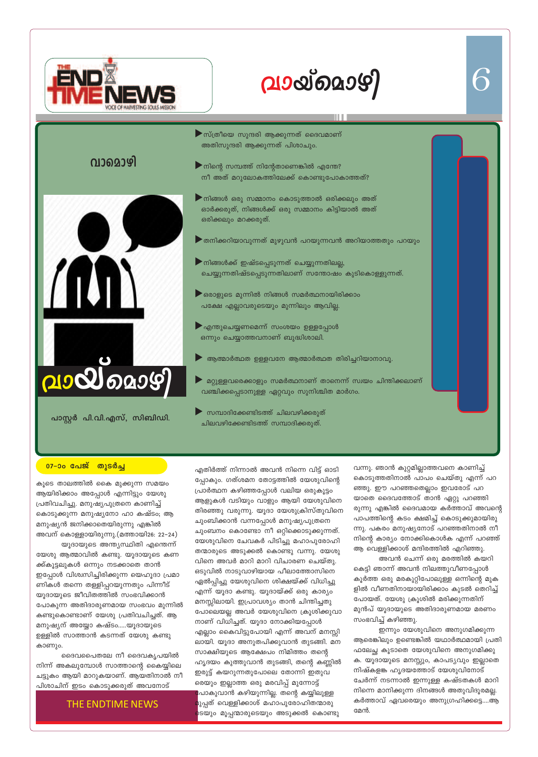# വായ്മൊഴി

## വാമൊഴി

പാസ്റ്റർ പി.വി.എസ്, സിബിഡി.

- സ്ത്രീയെ സുന്ദരി ആക്കുന്നത് ദൈവമാണ് അതിസുന്ദരി ആക്കുന്നത് പിശാചും.
- നിന്റെ സമ്പത്ത് നിന്റേതാണെങ്കിൽ എന്തേ? നീ അത് മറുലോകത്തിലേക്ക് കൊണ്ടുപോകാത്തത്?
- നിങ്ങൾ ഒരു സമ്മാനം കൊടുത്താൽ ഒരിക്കലും അത് ഓർക്കരുത്, നിങ്ങൾക്ക് ഒരു സമ്മാനം കിട്ടിയാൽ അത് ഒരിക്കലും മറക്കരുത്.
- തനിക്കറിയാവുന്നത് മുഴുവൻ പറയുന്നവൻ അറിയാത്തതും പറയും
- നിങ്ങൾക്ക് ഇഷ്ടപ്പെടുന്നത് ചെയ്യുന്നതിലല്ല, ചെയ്യുന്നതിഷ്ടപ്പെടുന്നതിലാണ് സന്തോഷം കുടികൊള്ളുന്നത്.
- ഒരാളുടെ മുന്നിൽ നിങ്ങൾ സമർത്ഥനായിരിക്കാം പക്ഷേ എല്ലാവരുടെയും മുന്നിലും ആവില്ല.
- എന്തുചെയ്യണമെന്ന് സംശയം ഉള്ളപ്പോൾ ഒന്നും ചെയ്യാത്തവനാണ് ബുദ്ധിശാലി.
- ആത്മാർത്ഥത ഉള്ളവനേ ആത്മാർത്ഥത തിരിച്ചറിയാനാവൂ.
- മറ്റുള്ളവരെക്കാളും സമർത്ഥനാണ് താനെന്ന് സ്വയം ചിന്തിക്കലാണ് വഞ്ചിക്കപ്പെടാനുള്ള ഏറ്റവും സുനിശ്ചിത മാർഗം.
- സമ്പാദിക്കേണ്ടിടത്ത് ചിലവഴിക്കരുത് ചിലവഴിക്കേണ്ടിടത്ത് സമ്പാദിക്കരുത്.

**07-ാം പേജ് തുടർച്ച**

കൂടെ താലത്തിൽ കൈ മുക്കുന്ന സമയം ആയിരിക്കാം അപ്പോൾ എന്നിട്ടും യേശു പ്രതിവചിച്ചു. മനുഷ്യപുത്രനെ കാണിച്ച് കൊടുക്കുന്ന മനുഷ്യനോ ഹാ കഷ്ടം; ആ മനുഷ്യൻ ജനിക്കാതെയിരുന്നു എങ്കിൽ അവന് കൊള്ളായിരുന്നു.(മത്തായി26: 22-24)

യൂദായുടെ അന്ത്യസ്ഥിതി എന്തെന്ന് യേശു ആത്മാവിൽ കണ്ടു. യൂദായുടെ കണക്ക്കൂട്ടലുകൾ ഒന്നും നടക്കാതെ താൻ ഇപ്പോൾ വിശ്വസിച്ചിരിക്കുന്ന യെഹൂദാ പ്രമാണികൾ തന്നെ തള്ളിപ്പറയുന്നതും പിന്നീട് യൂദായുടെ ജീവിതത്തിൽ സംഭവിക്കാൻ പോകുന്ന അതിദാരുണമായ സംഭവം മുന്നിൽ കണ്ടുകൊണ്ടാണ് യേശു പ്രതിവചിച്ചത്. ആ മനുഷ്യന് അയ്യോ കഷ്ടം.....യൂദായുടെ ഉള്ളിൽ സാത്താൻ കടന്നത് യേശു കണ്ടു കാണും.

ദൈവപൈതലേ നീ ദൈവകൃപയിൽ നിന്ന് അകലുമ്പോൾ സാത്താന്റെ കൈയ്യിലെ ചട്ടുകം ആയി മാറുകയാണ്. ആയതിനാൽ നീ പിശാചിന് ഇടം കൊടുക്കരുത് അവനോട് എതിർത്ത് നിന്നാൽ അവൻ നിന്നെ വിട്ട് ഓടി പ്പോകും. ഗത്ശമന തോട്ടത്തിൽ യേശുവിന്റെ പ്രാർത്ഥന കഴിഞ്ഞപ്പോൾ വലിയ ഒരുകൂട്ടം ആളുകൾ വടിയും വാളും ആയി യേശുവിനെ തിരഞ്ഞു വരുന്നു. യൂദാ യേശുക്രിസ്തുവിനെ ചുംബിക്കാൻ വന്നപ്പോൾ മനുഷ്യപുത്രനെ ചുംബനം കൊണ്ടോ നീ ഒറ്റിക്കൊടുക്കുന്നത്. യേശുവിനെ ചേവകർ പിടിച്ചു മഹാപുരോഹിതന്മാരുടെ അടുക്കൽ കൊണ്ടു വന്നു. യേശുവിനെ അവർ മാറി മാറി വിചാരണ ചെയ്തു. ഒടുവിൽ നാടുവാഴിയായ പീലാത്തോസിനെ ഏൽപ്പിച്ചു യേശുവിനെ ശിക്ഷയ്ക്ക് വിധിച്ചു എന്ന് യൂദാ കണ്ടു. യൂദായ്ക്ക് ഒരു കാര്യം മനസ്സിലായി. ഇപ്രാവശ്യം താൻ ചിന്തിച്ചതു പോലെയല്ല അവർ യേശുവിനെ ക്രൂശിക്കുവാനാണ് വിധിച്ചത്. യൂദാ നോക്കിയപ്പോൾ എല്ലാം കൈവിട്ടുപോയി എന്ന് അവന് മനസ്സിലായി. യൂദാ അനുതപിക്കുവാൻ തുടങ്ങി. മനസാക്ഷിയുടെ ആക്ഷേപം നിമിത്തം തന്റെ ഹൃദയം കുത്തുവാൻ തുടങ്ങി, തന്റെ കണ്ണിൽ ഇരുട്ട് കയറുന്നതുപോലെ തോന്നി ഇതുവരെയും ഇല്ലാത്ത ഒരു മരവിപ്പ് മുന്നോട്ട് പോകുവാൻ കഴിയുന്നില്ല. തന്റെ കയ്യിലുള്ള മുപ്പത് വെള്ളിക്കാശ് മഹാപുരോഹിതന്മാരുടെയും മൂപ്പന്മാരുടെയും അടുക്കൽ കൊണ്ടു വന്നു. ഞാൻ കുറ്റമില്ലാത്തവനെ കാണിച്ച് കൊടുത്തതിനാൽ പാപം ചെയ്തു എന്ന് പറഞ്ഞു. ഈ പറഞ്ഞതെല്ലാം ഇവരോട് പറയാതെ ദൈവത്തോട് താൻ ഏറ്റു പറഞ്ഞിരുന്നു എങ്കിൽ ദൈവമായ കർത്താവ് അവന്റെ പാപത്തിന്റെ കടം ക്ഷമിച്ച് കൊടുക്കുമായിരുന്നു. പകരം മനുഷ്യനോട് പറഞ്ഞതിനാൽ നീ നിന്റെ കാര്യം നോക്കികൊൾക എന്ന് പറഞ്ഞ് ആ വെള്ളിക്കാശ് മന്ദിരത്തിൽ എറിഞ്ഞു.

അവൻ ചെന്ന് ഒരു മരത്തിൽ കയറി കെട്ടി ഞാന്ന് അവൻ നിലത്തുവീണപ്പോൾ കൂർത്ത ഒരു മരകുറ്റിപോലുള്ള ഒന്നിന്റെ മുകളിൽ വീണതിനായായിരിക്കാം കുടൽ തെറിച്ച് പോയത്. യേശു ക്രൂശിൽ മരിക്കുന്നതിന് മുൻപ് യൂദായുടെ അതിദാരുണമായ മരണം സംഭവിച്ച് കഴിഞ്ഞു.

ഇന്നും യേശുവിനെ അനുഗമിക്കുന്ന ആരെങ്കിലും ഉണ്ടെങ്കിൽ യഥാർത്ഥമായി പ്രതിഫലേച്ഛ കൂടാതെ യേശുവിനെ അനുഗമിക്കുക. യൂദായുടെ മനസ്സും, കാപട്യവും ഇല്ലാതെ നിഷ്കളങ്ക ഹൃദയത്തോട് യേശുവിനോട് ചേർന്ന് നടന്നാൽ ഇന്നുള്ള കഷ്ടതകൾ മാറി നിന്നെ മാനിക്കുന്ന ദിനങ്ങൾ അതുവിദൂരമല്ല. കർത്താവ് ഏവരെയും അനുഗ്രഹിക്കട്ടെ....ആമേൻ.

THE ENDTIME NEWS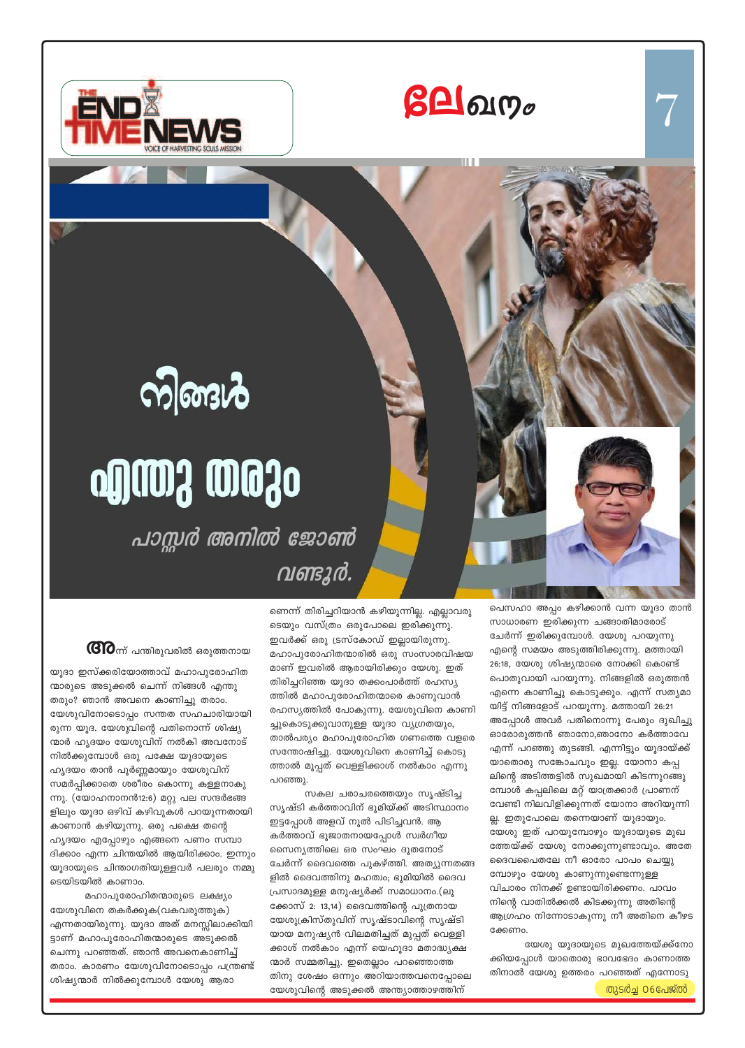# നിങ്ങൾ എന്തു തരും

*പാസ്റ്റർ അനിൽ ജോൺ വണ്ടൂർ.*

അന്ന് പന്തിരുവരിൽ ഒരുത്തനായ യൂദാ ഇസ്ക്കരിയോത്താവ് മഹാപുരോഹിതന്മാരുടെ അടുക്കൽ ചെന്ന് നിങ്ങൾ എന്തു തരും? ഞാൻ അവനെ കാണിച്ചു തരാം. യേശുവിനോടൊപ്പം സന്തത സഹചാരിയായിരുന്ന യൂദ. യേശുവിന്റെ പതിനൊന്ന് ശിഷ്യന്മാർ ഹൃദയം യേശുവിന് നൽകി അവനോട് നിൽക്കുമ്പോൾ ഒരു പക്ഷേ യൂദായുടെ ഹൃദയം താൻ പൂർണ്ണമായും യേശുവിന് സമർപ്പിക്കാതെ ശരീരം കൊണ്ടു കള്ളനാകുന്നു. (യോഹന്നാൻ12:6) മറ്റു പല സന്ദർഭങ്ങളിലും യൂദാ ഒഴിവ് കഴിവുകൾ പറയുന്നതായി കാണാൻ കഴിയുന്നു. ഒരു പക്ഷെ തന്റെ ഹൃദയം എപ്പോഴും എങ്ങനെ പണം സമ്പാദിക്കാം എന്ന ചിന്തയിൽ ആയിരിക്കാം. ഇന്നും യൂദായുടെ ചിന്താഗതിയുള്ളവർ പലരും നമ്മുടെയിടയിൽ കാണാം.

മഹാപുരോഹിതന്മാരുടെ ലക്ഷ്യം യേശുവിനെ തകർക്കുക(വകവരുത്തുക) എന്നതായിരുന്നു. യൂദാ അത് മനസ്സിലാക്കിയിട്ടാണ് മഹാപുരോഹിതന്മാരുടെ അടുക്കൽ ചെന്നു പറഞ്ഞത്. ഞാൻ അവനെകാണിച്ച് തരാം. കാരണം യേശുവിനോടൊപ്പം പന്ത്രണ്ട് ശിഷ്യന്മാർ നിൽക്കുമ്പോൾ യേശു ആരാണെന്ന് തിരിച്ചറിയാൻ കഴിയുന്നില്ല. എല്ലാവരുടെയും വസ്ത്രം ഒരുപോലെ ഇരിക്കുന്നു. ഇവർക്ക് ഒരു ഡ്രസ്കോഡ് ഇല്ലായിരുന്നു. മഹാപുരോഹിതന്മാരിൽ ഒരു സംസാരവിഷയമാണ് ഇവരിൽ ആരായിരിക്കും യേശു. ഇത് തിരിച്ചറിഞ്ഞ യൂദാ തക്കംപാർത്ത് രഹസ്യത്തിൽ മഹാപുരോഹിതന്മാരെ കാണുവാൻ രഹസ്യത്തിൽ പോകുന്നു. യേശുവിനെ കാണിച്ചുകൊടുക്കുവാനുള്ള യൂദാ വ്യഗ്രതയും, താൽപര്യം മഹാപുരോഹിത ഗണത്തെ വളരെ സന്തോഷിച്ചു. യേശുവിനെ കാണിച്ച് കൊടുത്താൽ മുപ്പത് വെള്ളിക്കാശ് നൽകാം എന്നു പറഞ്ഞു.

സകല ചരാചരത്തെയും സൃഷ്ടിച്ച സൃഷ്ടി കർത്താവിന് ഭൂമിയ്ക്ക് അടിസ്ഥാനം ഇട്ടപ്പോൾ അളവ് നൂൽ പിടിച്ചവൻ. ആ കർത്താവ് ഭൂജാതനായപ്പോൾ സ്വർഗീയ സൈന്യത്തിലെ ഒരു സംഘം ദൂതരോട് ചേർന്ന് ദൈവത്തെ പുകഴ്ത്തി. അത്യുന്നതങ്ങളിൽ ദൈവത്തിനു മഹത്വം; ഭൂമിയിൽ ദൈവ പ്രസാദമുള്ള മനുഷ്യർക്ക് സമാധാനം.(ലൂക്കോസ് 2: 13,14) ദൈവത്തിന്റെ പുത്രനായ യേശുക്രിസ്തുവിന് സൃഷ്ടാവിന്റെ സൃഷ്ടിയായ മനുഷ്യൻ വിലമതിച്ചത് മുപ്പത് വെള്ളിക്കാശ് നൽകാം എന്ന് യെഹൂദാ മതാദ്ധ്യക്ഷന്മാർ സമ്മതിച്ചു. ഇതെല്ലാം പറഞ്ഞാത്തതിനു ശേഷം ഒന്നും അറിയാത്തവനെപ്പോലെ യേശുവിന്റെ അടുക്കൽ അന്ത്യാത്താഴത്തിന് പെസഹാ അപ്പം കഴിക്കാൻ വന്ന യൂദാ താൻ സാധാരണ ഇരിക്കുന്ന ചങ്ങാതിമാരോട് ചേർന്ന് ഇരിക്കുമ്പോൾ. യേശു പറയുന്നു എന്റെ സമയം അടുത്തിരിക്കുന്നു. മത്തായി 26:18, യേശു ശിഷ്യന്മാരെ നോക്കി കൊണ്ട് പൊതുവായി പറയുന്നു. നിങ്ങളിൽ ഒരുത്തൻ എന്നെ കാണിച്ചു കൊടുക്കും. എന്ന് സത്യമായിട്ട് നിങ്ങളോട് പറയുന്നു. മത്തായി 26:21 അപ്പോൾ അവർ പതിനൊന്നു പേരും ദുഖിച്ചു ഓരോരുത്തൻ ഞാനോ,ഞാനോ കർത്താവേ എന്ന് പറഞ്ഞു തുടങ്ങി. എന്നിട്ടും യൂദായ്ക്ക് യാതൊരു സങ്കോചവും ഇല്ല. യോനാ കപ്പലിന്റെ അടിത്തട്ടിൽ സുഖമായി കിടന്നുറങ്ങുമ്പോൾ കപ്പലിലെ മറ്റ് യാത്രക്കാർ പ്രാണന് വേണ്ടി നിലവിളിക്കുന്നത് യോനാ അറിയുന്നില്ല. ഇതുപോലെ തന്നെയാണ് യൂദായും. യേശു ഇത് പറയുമ്പോഴും യൂദായുടെ മുഖത്തേയ്ക്ക് യേശു നോക്കുന്നുണ്ടാവും. അതേ ദൈവപൈതലേ നീ ഓരോ പാപം ചെയ്യുമ്പോഴും യേശു കാണുന്നുണ്ടെന്നുള്ള വിചാരം നിനക്ക് ഉണ്ടായിരിക്കണം. പാവം നിന്റെ വാതിൽക്കൽ കിടക്കുന്നു അതിന്റെ ആഗ്രഹം നിന്നോടാകുന്നു നീ അതിനെ കീഴടക്കണം.

യേശു യൂദായുടെ മുഖത്തേയ്ക്കുനോക്കിയപ്പോൾ യാതൊരു ഭാവഭേദം കാണാത്തതിനാൽ യേശു ഉത്തരം പറഞ്ഞത് എന്നോടു

തുടർച്ച 06പേജിൽ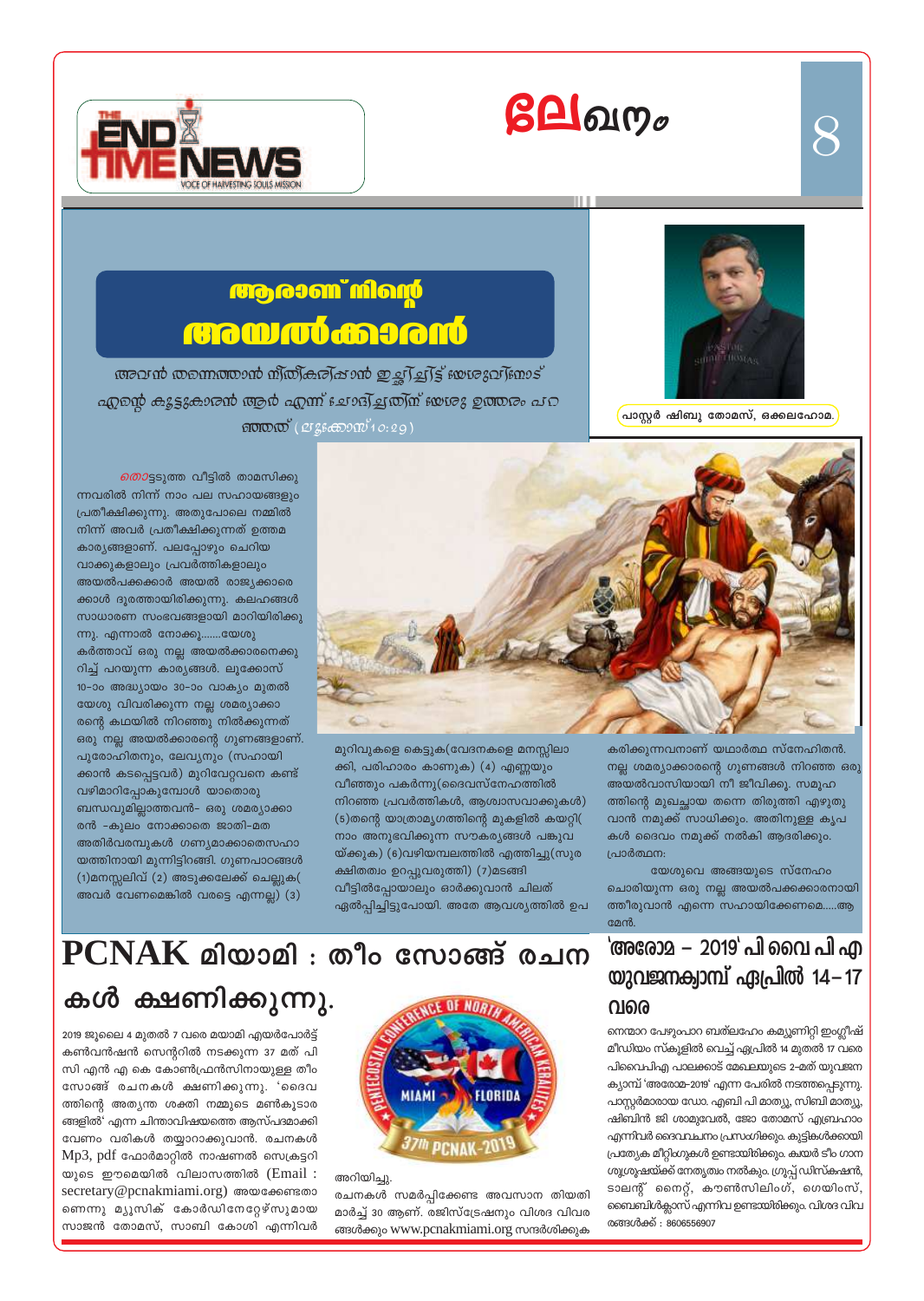# ലേഖനം

## ആരാണ് നിന്റെ അയൽക്കാരൻ

അവൻ തന്നെത്താൻ നീതീകരിപ്പാൻ ഇച്ഛിച്ചിട്ട് യേശുവിനോട് എന്റെ കൂട്ടുകാരൻ ആർ എന്ന് ചോദിച്ചതിന് യേശു ഉത്തരം പറഞ്ഞത് (ലൂക്കോസ് 10:29)

പാസ്റ്റർ ഷിബു തോമസ്, ഒക്കലഹോമ.

തൊട്ടടുത്ത വീട്ടിൽ താമസിക്കുന്നവരിൽ നിന്ന് നാം പല സഹായങ്ങളും പ്രതീക്ഷിക്കുന്നു. അതുപോലെ നമ്മിൽ നിന്ന് അവർ പ്രതീക്ഷിക്കുന്നത് ഉത്തമ കാര്യങ്ങളാണ്. പലപ്പോഴും ചെറിയ വാക്കുകളാലും പ്രവർത്തികളാലും അയൽപക്കക്കാർ അയൽ രാജ്യക്കാരെക്കാൾ ദൂരത്തായിരിക്കുന്നു. കലഹങ്ങൾ സാധാരണ സംഭവങ്ങളായി മാറിയിരിക്കുന്നു. എന്നാൽ നോക്കൂ.......യേശു കർത്താവ് ഒരു നല്ല അയൽക്കാരനെക്കുറിച്ച് പറയുന്ന കാര്യങ്ങൾ. ലൂക്കോസ് 10-ാം അദ്ധ്യായം 30-ാം വാക്യം മുതൽ യേശു വിവരിക്കുന്ന നല്ല ശമര്യാക്കാരന്റെ കഥയിൽ നിറഞ്ഞു നിൽക്കുന്നത് ഒരു നല്ല അയൽക്കാരന്റെ ഗുണങ്ങളാണ്. പുരോഹിതനും, ലേവ്യനും (സഹായിക്കാൻ കടപ്പെട്ടവർ) മുറിവേറ്റവനെ കണ്ട് വഴിമാറിപ്പോകുമ്പോൾ യാതൊരു ബന്ധവുമില്ലാത്തവൻ- ഒരു ശമര്യാക്കാരൻ -കുലം നോക്കാതെ ജാതി-മത അതിർവരമ്പുകൾ ഗണ്യമാക്കാതെസഹായത്തിനായി മുന്നിട്ടിറങ്ങി. ഗുണപാഠങ്ങൾ (1)മനസ്സലിവ് (2) അടുക്കലേക്ക് ചെല്ലുക( അവർ വേണമെങ്കിൽ വരട്ടെ എന്നല്ല) (3) മുറിവുകളെ കെട്ടുക(വേദനകളെ മനസ്സിലാക്കി, പരിഹാരം കാണുക) (4) എണ്ണയും വീഞ്ഞും പകർന്നു(ദൈവസ്നേഹത്തിൽ നിറഞ്ഞ പ്രവർത്തികൾ, ആശ്വാസവാക്കുകൾ) (5)തന്റെ യാത്രാമൃഗത്തിന്റെ മുകളിൽ കയറ്റി( നാം അനുഭവിക്കുന്ന സൗകര്യങ്ങൾ പങ്കുവയ്ക്കുക) (6)വഴിയമ്പലത്തിൽ എത്തിച്ചു(സുരക്ഷിതത്വം ഉറപ്പുവരുത്തി) (7)മടങ്ങി വീട്ടിൽപ്പോയാലും ഓർക്കുവാൻ ചിലത് ഏൽപ്പിച്ചിട്ടുപോയി. അതേ ആവശ്യത്തിൽ ഉപകരിക്കുന്നവനാണ് യഥാർത്ഥ സ്നേഹിതൻ. നല്ല ശമര്യാക്കാരന്റെ ഗുണങ്ങൾ നിറഞ്ഞ ഒരു അയൽവാസിയായി നീ ജീവിക്കു. സമൂഹത്തിന്റെ മുഖച്ഛായ തന്നെ തിരുത്തി എഴുതുവാൻ നമുക്ക് സാധിക്കും. അതിനുള്ള കൃപകൾ ദൈവം നമുക്ക് നൽകി ആദരിക്കും.

പ്രാർത്ഥന:

യേശുവെ അങ്ങയുടെ സ്നേഹം ചൊരിയുന്ന ഒരു നല്ല അയൽപക്കക്കാരനായിത്തീരുവാൻ എന്നെ സഹായിക്കേണമെ.....ആമേൻ.

## PCNAK മിയാമി : തീം സോങ്ങ് രചനകൾ ക്ഷണിക്കുന്നു.

2019 ജൂലൈ 4 മുതൽ 7 വരെ മയാമി എയർപോർട്ട് കൺവൻഷൻ സെന്ററിൽ നടക്കുന്ന 37 മത് പി സി എൻ എ കെ കോൺഫ്രൻസിനായുള്ള തീം സോങ്ങ് രചനകൾ ക്ഷണിക്കുന്നു. 'ദൈവത്തിന്റെ അത്യന്ത ശക്തി നമ്മുടെ മൺകൂടാരങ്ങളിൽ' എന്ന ചിന്താവിഷയത്തെ ആസ്പദമാക്കി വേണം വരികൾ തയ്യാറാക്കുവാൻ. രചനകൾ Mp3, pdf ഫോർമാറ്റിൽ നാഷണൽ സെക്രട്ടറിയുടെ ഈമെയിൽ വിലാസത്തിൽ (Email : secretary@pcnakmiami.org) അയക്കേണ്ടതാണെന്നു മ്യൂസിക് കോർഡിനേറ്റേഴ്സുമായ സാജൻ തോമസ്, സാബി കോശി എന്നിവർ അറിയിച്ചു.

രചനകൾ സമർപ്പിക്കേണ്ട അവസാന തിയതി മാർച്ച് 30 ആണ്. രജിസ്ട്രേഷനും വിശദ വിവരങ്ങൾക്കും www.pcnakmiami.org സന്ദർശിക്കുക

## 'അരോമ – 2019' പി വൈ പി എ യുവജനക്യാമ്പ് ഏപ്രിൽ 14–17 വരെ

നെന്മാറ പേഴുംപാറ ബത്‌ലഹേം കമ്യൂണിറ്റി ഇംഗ്ലീഷ് മീഡിയം സ്കൂളിൽ വെച്ച് ഏപ്രിൽ 14 മുതൽ 17 വരെ പിവൈപിഎ പാലക്കാട് മേഖലയുടെ 2-മത് യുവജന ക്യാമ്പ് 'അരോമ-2019' എന്ന പേരിൽ നടത്തപ്പെടുന്നു. പാസ്റ്റർമാരായ ഡോ. എബി പി മാത്യു, സിബി മാത്യു, ഷിബിൻ ജി ശാമുവേൽ, ജോ തോമസ് എബ്രഹാം എന്നിവർ ദൈവവചനം പ്രസംഗിക്കും. കുട്ടികൾക്കായി പ്രത്യേക മീറ്റിംഗുകൾ ഉണ്ടായിരിക്കും. ക്വയർ ടീം ഗാന ശുശ്രൂഷയ്ക്ക് നേതൃത്വം നൽകും. ഗ്രൂപ്പ് ഡിസ്കഷൻ, ടാലന്റ് നൈറ്റ്, കൗൺസിലിംഗ്, ഗെയിംസ്, ബൈബിൾക്ലാസ് എന്നിവ ഉണ്ടായിരിക്കും. വിശദ വിവരങ്ങൾക്ക് : 8606556907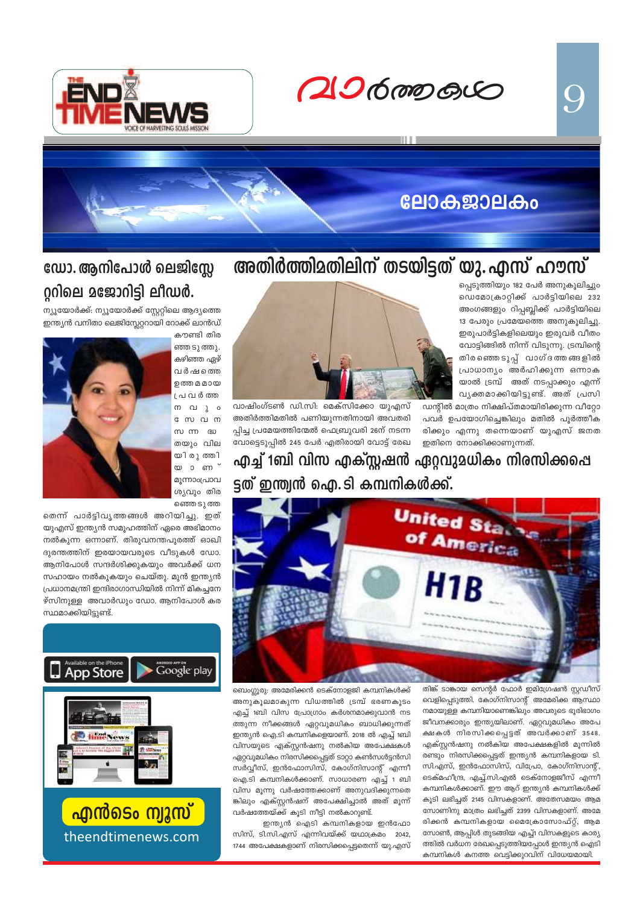# വാർത്തകൾ

## ലോകജാലകം

## ഡോ. ആനിപോൾ ലെജിസ്ലേറ്ററിലെ മജോറിട്ടി ലീഡർ.

ന്യൂയോർക്ക്: ന്യൂയോർക്ക് സ്റ്റേറ്റിലെ ആദ്യത്തെ ഇന്ത്യൻ വനിതാ ലെജിസ്ലേറ്ററായി റോക്ക് ലാൻഡ് കൗണ്ടി തിരഞ്ഞെടുത്തു. കഴിഞ്ഞ ഏഴ് വർഷത്തെ ഉത്തമമായ പ്രവർത്തനവും സേവനസന്നദ്ധതയും വിലയിരുത്തിയാണ് മൂന്നാംപ്രാവശ്യവും തിരഞ്ഞെടുത്തതെന്ന് പാർട്ടിവൃത്തങ്ങൾ അറിയിച്ചു. ഇത് യുഎസ് ഇന്ത്യൻ സമൂഹത്തിന് ഏറെ അഭിമാനം നൽകുന്ന ഒന്നാണ്. തിരുവനന്തപുരത്ത് ഓഖി ദുരന്തത്തിന് ഇരയായവരുടെ വീടുകൾ ഡോ. ആനിപോൾ സന്ദർശിക്കുകയും അവർക്ക് ധനസഹായം നൽകുകയും ചെയ്തു. മുൻ ഇന്ത്യൻ പ്രധാനമന്ത്രി ഇന്ദിരാഗാന്ധിയിൽ നിന്ന് മികച്ചനേഴ്സിനുള്ള അവാർഡും ഡോ. ആനിപോൾ കരസ്ഥമാക്കിയിട്ടുണ്ട്.

## അതിർത്തിമതിലിന് തടയിട്ടത് യു.എസ് ഹൗസ്

വാഷിംഗ്ടൺ ഡി.സി: മെക്സിക്കോ യുഎസ് അതിർത്തിമതിൽ പണിയുന്നതിനായി അവതരിപ്പിച്ച പ്രമേയത്തിന്മേൽ ഫെബ്രുവരി 26ന് നടന്ന വോട്ടെടുപ്പിൽ 245 പേർ എതിരായി വോട്ട് രേഖപ്പെടുത്തിയും 182 പേർ അനുകൂലിച്ചും ഡെമോക്രാറ്റിക്ക് പാർട്ടിയിലെ 232 അംഗങ്ങളും റിപ്പബ്ലിക്ക് പാർട്ടിയിലെ 13 പേരും പ്രമേയത്തെ അനുകൂലിച്ചു. ഇരുപാർട്ടികളിലെയും ഇരുവർ വീതം വോട്ടിങ്ങിൽ നിന്ന് വിട്ടുന്നു. ട്രമ്പിന്റെ തിരഞ്ഞെടുപ്പ് വാഗ്ദത്തങ്ങളിൽ പ്രാധാന്യം അർഹിക്കുന്ന ഒന്നാകയാൽ ട്രമ്പ് അത് നടപ്പാക്കും എന്ന് വ്യക്തമാക്കിയിട്ടുണ്ട്. അത് പ്രസിഡന്റിൽ മാത്രം നിക്ഷിപ്തമായിരിക്കുന്ന വീറ്റോ പവർ ഉപയോഗിച്ചെങ്കിലും മതിൽ പൂർത്തീകരിക്കും എന്നു തന്നെയാണ് യുഎസ് ജനത ഇതിനെ നോക്കിക്കാണുന്നത്.

## എച്ച് 1ബി വിസ എക്സ്റ്റഷൻ ഏറ്റവുമധികം നിരസിക്കപ്പെട്ടത് ഇന്ത്യൻ ഐ.ടി കമ്പനികൾക്ക്.

ബെംഗ്ലൂരു: അമേരിക്കൻ ടെക്നോളജി കമ്പനികൾക്ക് അനുകൂലമാകുന്ന വിധത്തിൽ ട്രമ്പ് ഭരണകൂടം എച്ച് 1ബി വിസ പ്രോഗ്രാം കർശനമാക്കുവാൻ നടത്തുന്ന നീക്കങ്ങൾ ഏറ്റവുമധികം ബാധിക്കുന്നത് ഇന്ത്യൻ ഐ.ടി കമ്പനികളെയാണ്. 2018 ൽ എച്ച് 1ബി വിസയുടെ എക്സ്റ്റൻഷനു നൽകിയ അപേക്ഷകൾ ഏറ്റവുമധികം നിരസിക്കപ്പെട്ടത് ടാറ്റാ കൺസൾട്ടൻസി സർവ്വീസ്, ഇൻഫോസിസ്, കോഗ്നിസാന്റ് എന്നീ ഐ.ടി കമ്പനികൾക്കാണ്. സാധാരണ എച്ച് 1 ബി വിസ മൂന്നു വർഷത്തേക്കാണ് അനുവദിക്കുന്നതെങ്കിലും എക്സ്റ്റൻഷന് അപേക്ഷിച്ചാൽ അത് മൂന്ന് വർഷത്തേയ്ക്ക് കൂടി നീട്ടി നൽകാറുണ്ട്.

ഇന്ത്യൻ ഐടി കമ്പനികളായ ഇൻഫോസിസ്, ടി.സി.എസ് എന്നിവയ്ക്ക് യഥാക്രമം 2042, 1744 അപേക്ഷകളാണ് നിരസിക്കപ്പെട്ടതെന്ന് യു.എസ് തിങ്ക് ടാങ്കായ സെന്റർ ഫോർ ഇമിഗ്രേഷൻ സ്റ്റഡീസ് വെളിപ്പെടുത്തി. കോഗ്നിസാന്റ് അമേരിക്ക ആസ്ഥാനമായുള്ള കമ്പനിയാണെങ്കിലും അവരുടെ ഭൂരിഭാഗം ജീവനക്കാരും ഇന്ത്യയിലാണ്. ഏറ്റവുമധികം അപേക്ഷകൾ നിരസിക്കപ്പെട്ടത് അവർക്കാണ് 3548. എക്സ്റ്റൻഷനു നൽകിയ അപേക്ഷകളിൽ മൂന്നിൽ രണ്ടും നിരസിക്കപ്പെട്ടത് ഇന്ത്യൻ കമ്പനികളായ ടി.സി.എസ്, ഇൻഫോസിസ്, വിപ്രോ, കോഗ്നിസാന്റ്, ടെക്മഹീന്ദ്ര, എച്ച്.സി.എൽ ടെക്നോളജീസ് എന്നീ കമ്പനികൾക്കാണ്. ഈ ആറ് ഇന്ത്യൻ കമ്പനികൾക്ക് കൂടി ലഭിച്ചത് 2145 വിസകളാണ്. അതേസമയം ആമസോണിനു മാത്രം ലഭിച്ചത് 2399 വിസകളാണ്. അമേരിക്കൻ കമ്പനികളായ മൈക്രോസോഫ്റ്റ്, ആമസോൺ, ആപ്പിൾ തുടങ്ങിയ എച്ച് വിസകളുടെ കാര്യത്തിൽ വർധന രേഖപ്പെടുത്തിയപ്പോൾ ഇന്ത്യൻ ഐടി കമ്പനികൾ കനത്ത വെട്ടിക്കുറവിന് വിധേയമായി.

Available on the iPhone App Store | ANDROID APP ON Google play

എൻടൈം ന്യൂസ്

theendtimenews.com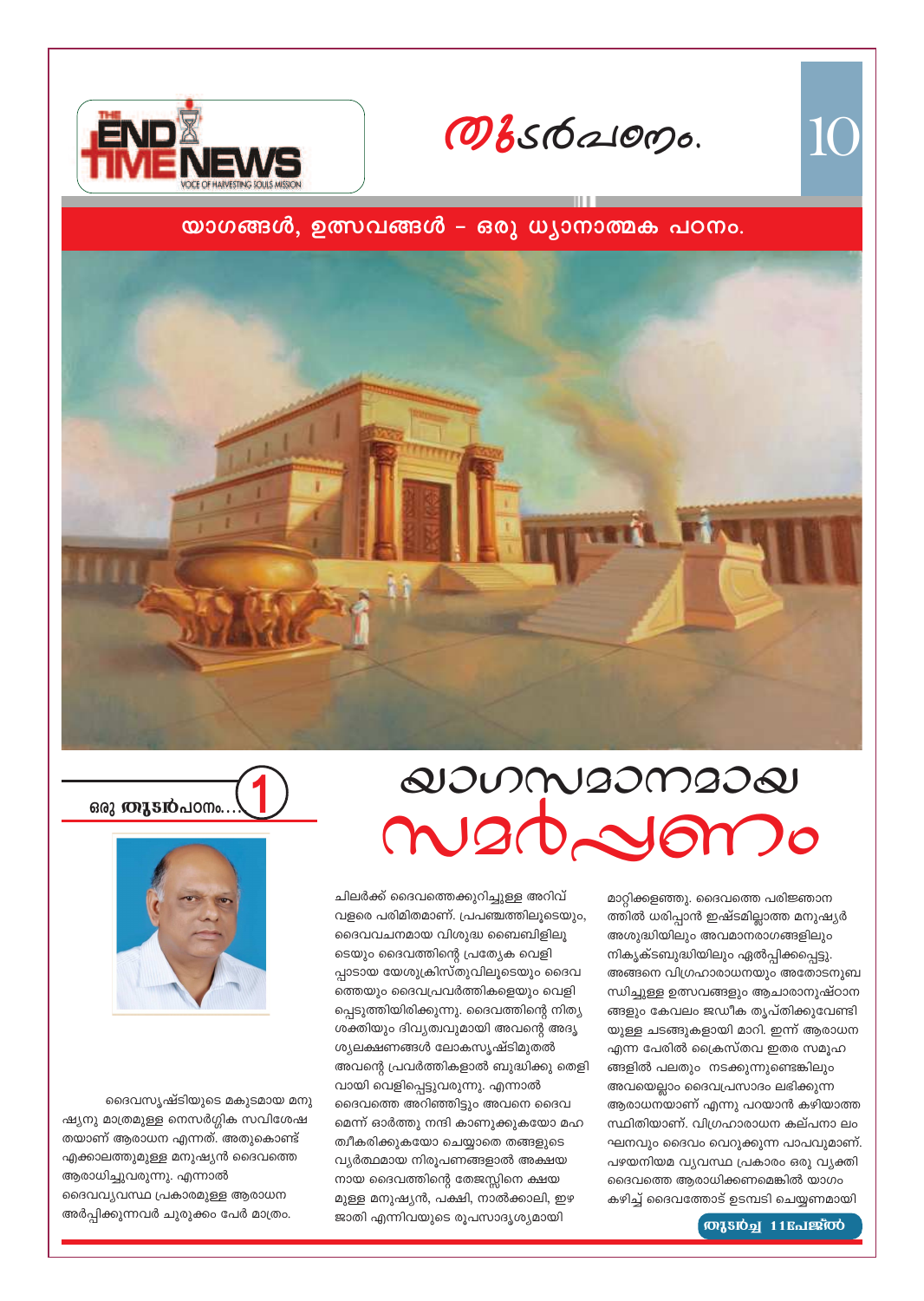# യാഗങ്ങൾ, ഉത്സവങ്ങൾ - ഒരു ധ്യാനാത്മക പഠനം.

ഒരു തുടർപഠനം.... 1

# യാഗസമാനമായ സമർപ്പണം

ദൈവസൃഷ്ടിയുടെ മകുടമായ മനുഷ്യനു മാത്രമുള്ള നൈസർഗ്ഗിക സവിശേഷതയാണ് ആരാധന എന്നത്. അതുകൊണ്ട് എക്കാലത്തുമുള്ള മനുഷ്യൻ ദൈവത്തെ ആരാധിച്ചുവരുന്നു. എന്നാൽ ദൈവവ്യവസ്ഥ പ്രകാരമുള്ള ആരാധന അർപ്പിക്കുന്നവർ ചുരുക്കം പേർ മാത്രം.

ചിലർക്ക് ദൈവത്തെക്കുറിച്ചുള്ള അറിവ് വളരെ പരിമിതമാണ്. പ്രപഞ്ചത്തിലൂടെയും, ദൈവവചനമായ വിശുദ്ധ ബൈബിളിലൂടെയും ദൈവത്തിന്റെ പ്രത്യേക വെളിപ്പാടായ യേശുക്രിസ്തുവിലൂടെയും ദൈവത്തെയും ദൈവപ്രവർത്തികളെയും വെളിപ്പെടുത്തിയിരിക്കുന്നു. ദൈവത്തിന്റെ നിത്യശക്തിയും ദിവ്യത്വവുമായി അവന്റെ അദൃശ്യലക്ഷണങ്ങൾ ലോകസൃഷ്ടിമുതൽ അവന്റെ പ്രവർത്തികളാൽ ബുദ്ധിക്കു തെളിവായി വെളിപ്പെട്ടുവരുന്നു. എന്നാൽ ദൈവത്തെ അറിഞ്ഞിട്ടും അവനെ ദൈവമെന്ന് ഓർത്തു നന്ദി കാണുക്കുകയോ മഹത്വീകരിക്കുകയോ ചെയ്യാതെ തങ്ങളുടെ വ്യർത്ഥമായ നിരൂപണങ്ങളാൽ അക്ഷയനായ ദൈവത്തിന്റെ തേജസ്സിനെ ക്ഷയമുള്ള മനുഷ്യൻ, പക്ഷി, നാൽക്കാലി, ഇഴജാതി എന്നിവയുടെ രൂപസാദൃശ്യമായി മാറ്റിക്കളഞ്ഞു. ദൈവത്തെ പരിജ്ഞാനത്തിൽ ധരിപ്പാൻ ഇഷ്ടമില്ലാത്ത മനുഷ്യർ അശുദ്ധിയിലും അവമാനരാഗങ്ങളിലും നികൃഷ്ടബുദ്ധിയിലും ഏൽപ്പിക്കപ്പെട്ടു. അങ്ങനെ വിഗ്രഹാരാധനയും അതോടനുബന്ധിച്ചുള്ള ഉത്സവങ്ങളും ആചാരാനുഷ്ഠാനങ്ങളും കേവലം ജഡീക തൃപ്തിക്കുവേണ്ടിയുള്ള ചടങ്ങുകളായി മാറി. ഇന്ന് ആരാധന എന്ന പേരിൽ ക്രൈസ്തവ ഇതര സമൂഹങ്ങളിൽ പലതും നടക്കുന്നുണ്ടെങ്കിലും അവയെല്ലാം ദൈവപ്രസാദം ലഭിക്കുന്ന ആരാധനയാണ് എന്നു പറയാൻ കഴിയാത്ത സ്ഥിതിയാണ്. വിഗ്രഹാരാധന കല്പനാ ലംഘനവും ദൈവം വെറുക്കുന്ന പാപവുമാണ്. പഴയനിയമ വ്യവസ്ഥ പ്രകാരം ഒരു വ്യക്തി ദൈവത്തെ ആരാധിക്കണമെങ്കിൽ യാഗം കഴിച്ച് ദൈവത്തോട് ഉടമ്പടി ചെയ്യണമായി

തുടർച്ച 11പേജിൽ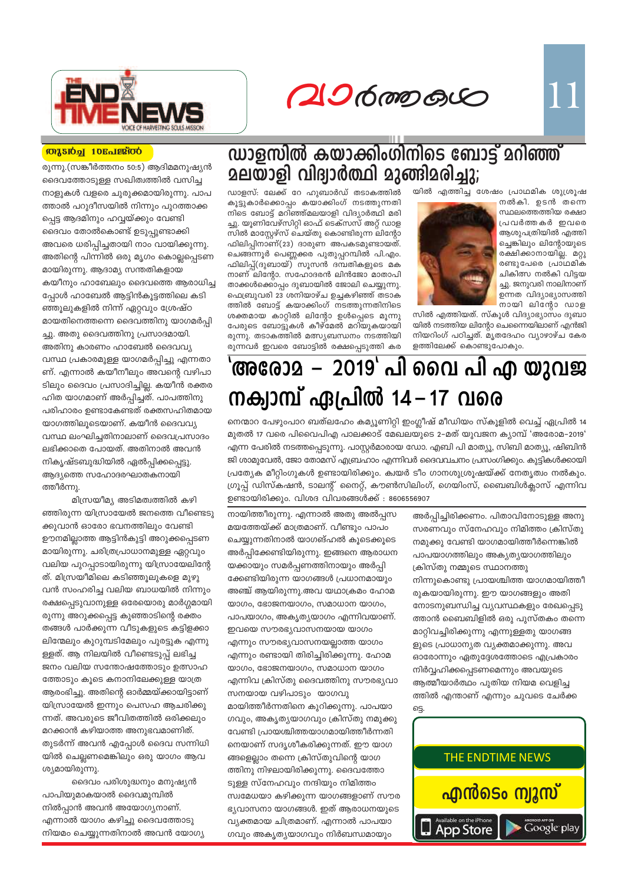## ഡാളസിൽ കയാക്കിംഗിനിടെ ബോട്ട് മറിഞ്ഞ് മലയാളി വിദ്യാർത്ഥി മുങ്ങിമരിച്ചു;

ഡാളസ്: ലേക്ക് റേ ഹുബാർഡ് തടാകത്തിൽ കൂട്ടുകാർക്കൊപ്പം കയാക്കിംഗ് നടത്തുന്നതിനിടെ ബോട്ട് മറിഞ്ഞ്മലയാളി വിദ്യാർത്ഥി മരിച്ചു. യൂണിവേഴ്സിറ്റി ഓഫ് ടെക്സസ് അറ്റ് ഡാളസിൽ മാസ്റ്റേഴ്സ് ചെയ്തു കൊണ്ടിരുന്ന ലിന്റോ ഫിലിപ്പിനാണ്(23) ദാരുണ അപകടമുണ്ടായത്. ചെങ്ങന്നൂർ പെണ്ണക്കര പുതുപ്പറമ്പിൽ പി.എം. ഫിലിപ്പ്(ദുബായ്) സൂസൻ ദമ്പതികളുടെ മകനാണ് ലിന്റോ. സഹോദരൻ ലിൻജോ മാതാപിതാക്കൾക്കൊപ്പം ദുബായിൽ ജോലി ചെയ്യുന്നു. ഫെബ്രുവരി 23 ശനിയാഴ്ച ഉച്ചകഴിഞ്ഞ് തടാകത്തിൽ ബോട്ട് കയാക്കിംഗ് നടത്തുന്നതിനിടെ ശക്തമായ കാറ്റിൽ ലിന്റോ ഉൾപ്പെടെ മൂന്നു പേരുടെ ബോട്ടുകൾ കീഴ്മേൽ മറിയുകയായിരുന്നു. തടാകത്തിൽ മത്സ്യബന്ധനം നടത്തിയിരുന്നവർ ഇവരെ ബോട്ടിൽ രക്ഷപ്പെടുത്തി കരയിൽ എത്തിച്ച ശേഷം പ്രാഥമിക ശുശ്രൂഷ നൽകി. ഉടൻ തന്നെ സ്ഥലത്തെത്തിയ രക്ഷാപ്രവർത്തകർ ഇവരെ ആശുപത്രിയിൽ എത്തിച്ചെങ്കിലും ലിന്റോയുടെ രക്ഷിക്കാനായില്ല. മറ്റു രണ്ടുപേരെ പ്രാഥമിക ചികിത്സ നൽകി വിട്ടയച്ചു. ജനുവരി നാലിനാണ് ഉന്നത വിദ്യാഭ്യാസത്തിനായി ലിന്റോ ഡാളസിൽ എത്തിയത്. സ്കൂൾ വിദ്യാഭ്യാസം ദുബായിൽ നടത്തിയ ലിന്റോ ചെന്നൈയിലാണ് എൻജിനിയറിംഗ് പഠിച്ചത്. മൃതദേഹം വ്യാഴാഴ്ച കേരളത്തിലേക്ക് കൊണ്ടുപോകും.

## 'അരോമ – 2019' പി വൈ പി എ യുവജനക്യാമ്പ് ഏപ്രിൽ 14 – 17 വരെ

നെന്മാറ പേഴുംപാറ ബത്‌ലഹേം കമ്യൂണിറ്റി ഇംഗ്ലീഷ് മീഡിയം സ്കൂളിൽ വെച്ച് ഏപ്രിൽ 14 മുതൽ 17 വരെ പിവൈപിഎ പാലക്കാട് മേഖലയുടെ 2-മത് യുവജന ക്യാമ്പ് 'അരോമ–2019' എന്ന പേരിൽ നടത്തപ്പെടുന്നു. പാസ്റ്റർമാരായ ഡോ. എബി പി മാത്യു, സിബി മാത്യു, ഷിബിൻ ജി ശാമുവേൽ, ജോ തോമസ് എബ്രഹാം എന്നിവർ ദൈവവചനം പ്രസംഗിക്കും. കുട്ടികൾക്കായി പ്രത്യേക മീറ്റിംഗുകൾ ഉണ്ടായിരിക്കും. ക്വയർ ടീം ഗാനശുശ്രൂഷയ്ക്ക് നേതൃത്വം നൽകും. ഗ്രൂപ്പ് ഡിസ്കഷൻ, ടാലന്റ് നൈറ്റ്, കൗൺസിലിംഗ്, ഗെയിംസ്, ബൈബിൾക്ലാസ് എന്നിവ ഉണ്ടായിരിക്കും. വിശദ വിവരങ്ങൾക്ക് : 8606556907

**തുടർച്ച 10പേജിൽ**

രുന്നു.(സങ്കീർത്തനം 50:5) ആദിമമനുഷ്യൻ ദൈവത്തോടുള്ള സഖിത്വത്തിൽ വസിച്ച നാളുകൾ വളരെ ചുരുക്കമായിരുന്നു. പാപത്താൽ പറുദീസയിൽ നിന്നും പുറത്താക്കപ്പെട്ട ആദമിനും ഹവ്വയ്ക്കും വേണ്ടി ദൈവം തോൽകൊണ്ട് ഉടുപ്പുണ്ടാക്കി അവരെ ധരിപ്പിച്ചതായി നാം വായിക്കുന്നു. അതിന്റെ പിന്നിൽ ഒരു മൃഗം കൊല്ലപ്പെടണമായിരുന്നു. ആദാമ്യ സന്തതികളായ കയീനും ഹാബേലും ദൈവത്തെ ആരാധിച്ചപ്പോൾ ഹാബേൽ ആട്ടിൻകൂട്ടത്തിലെ കടിഞ്ഞൂലുകളിൽ നിന്ന് ഏറ്റവും ശ്രേഷ്ഠമായതിനെത്തന്നെ ദൈവത്തിനു യാഗമർപ്പിച്ചു. അതു ദൈവത്തിനു പ്രസാദമായി. അതിന്നു കാരണം ഹാബേൽ ദൈവവ്യവസ്ഥ പ്രകാരമുള്ള യാഗമർപ്പിച്ചു എന്നതാണ്. എന്നാൽ കയീനിലും അവന്റെ വഴിപാടിലും ദൈവം പ്രസാദിച്ചില്ല. കയീൻ രക്തരഹിത യാഗമാണ് അർപ്പിച്ചത്. പാപത്തിനു പരിഹാരം ഉണ്ടാകേണ്ടത് രക്തസഹിതമായ യാഗത്തിലൂടെയാണ്. കയീൻ ദൈവവ്യവസ്ഥ ലംഘിച്ചതിനാലാണ് ദൈവപ്രസാദം ലഭിക്കാതെ പോയത്. അതിനാൽ അവൻ നികൃഷ്ടബുദ്ധിയിൽ ഏൽപ്പിക്കപ്പെട്ടു. ആദ്യത്തെ സഹോദരഘാതകനായി തീർന്നു.

മിസ്രയീമ്യ അടിമത്വത്തിൽ കഴിഞ്ഞിരുന്ന യിസ്രായേൽ ജനത്തെ വീണ്ടെടുക്കുവാൻ ഓരോ ഭവനത്തിലും വേണ്ടി ഊനമില്ലാത്ത ആട്ടിൻകുട്ടി അറുക്കപ്പെടണമായിരുന്നു. ചരിത്രപ്രാധാനമുള്ള ഏറ്റവും വലിയ പുറപ്പാടായിരുന്നു യിസ്രായേലിന്റേത്. മിസ്രയീമിലെ കടിഞ്ഞൂലുകളെ മുഴുവൻ സംഹരിച്ച വലിയ ബാധയിൽ നിന്നും രക്ഷപ്പെടുവാനുള്ള ഒരേയൊരു മാർഗ്ഗമായിരുന്നു അറുക്കപ്പെട്ട കുഞ്ഞാടിന്റെ രക്തം തങ്ങൾ പാർക്കുന്ന വീടുകളുടെ കട്ടിളക്കാലിന്മേലും കുറുമ്പടിമേലും പുരട്ടുക എന്നുള്ളത്. ആ നിലയിൽ വീണ്ടെടുപ്പ് ലഭിച്ച ജനം വലിയ സന്തോഷത്തോടും ഉത്സാഹത്തോടും കൂടെ കനാനിലേക്കുള്ള യാത്ര ആരംഭിച്ചു. അതിന്റെ ഓർമ്മയ്ക്കായിട്ടാണ് യിസ്രായേൽ ഇന്നും പെസഹ ആചരിക്കുന്നത്. അവരുടെ ജീവിതത്തിൽ ഒരിക്കലും മറക്കാൻ കഴിയാത്ത അനുഭവമാണിത്. തുടർന്ന് അവൻ എപ്പോൾ ദൈവ സന്നിധിയിൽ ചെല്ലണമെങ്കിലും ഒരു യാഗം ആവശ്യമായിരുന്നു.

ദൈവം പരിശുദ്ധനും മനുഷ്യൻ പാപിയുമാകയാൽ ദൈവമുമ്പിൽ നിൽപ്പാൻ അവൻ അയോഗ്യനാണ്. എന്നാൽ യാഗം കഴിച്ചു ദൈവത്തോടു നിയമം ചെയ്യുന്നതിനാൽ അവൻ യോഗ്യനായിത്തീരുന്നു. എന്നാൽ അതു അൽപ്പസമയത്തേയ്ക്ക് മാത്രമാണ്. വീണ്ടും പാപം ചെയ്യുന്നതിനാൽ യാഗങ്ങൾ കൂടെക്കൂടെ അർപ്പിക്കേണ്ടിയിരുന്നു. ഇങ്ങനെ ആരാധനയക്കായും സമർപ്പണത്തിനായും അർപ്പിക്കേണ്ടിയിരുന്ന യാഗങ്ങൾ പ്രധാനമായും അഞ്ച് ആയിരുന്നു.അവ യഥാക്രമം ഹോമയാഗം, ഭോജനയാഗം, സമാധാന യാഗം, പാപയാഗം, അകൃത്യയാഗം എന്നിവയാണ്. ഇവയെ സൗരഭ്യവാസനയായ യാഗം എന്നും സൗരഭ്യവാസനയല്ലാത്ത യാഗം എന്നും രണ്ടായി തിരിച്ചിരിക്കുന്നു. ഹോമയാഗം, ഭോജനയാഗം, സമാധാന യാഗം എന്നിവ ക്രിസ്തു ദൈവത്തിനു സൗരഭ്യവാസനയായ വഴിപാടും യാഗവുമായിത്തീർന്നതിനെ കുറിക്കുന്നു. പാപയാഗവും, അകൃത്യയാഗവും ക്രിസ്തു നമുക്കു വേണ്ടി പ്രായശ്ചിത്തയാഗമായിത്തീർന്നതിനെയാണ് സദൃശീകരിക്കുന്നത്. ഈ യാഗങ്ങളെല്ലാം തന്നെ ക്രിസ്തുവിന്റെ യാഗത്തിനു നിഴലായിരിക്കുന്നു. ദൈവത്തോടുള്ള സ്നേഹവും നന്ദിയും നിമിത്തം സ്വമേധയാ കഴിക്കുന്ന യാഗങ്ങളാണ് സൗരഭ്യവാസനാ യാഗങ്ങൾ. ഇത് ആരാധനയുടെ വ്യക്തമായ ചിത്രമാണ്. എന്നാൽ പാപയാഗവും അകൃത്യയാഗവും നിർബന്ധമായും അർപ്പിച്ചിരിക്കണം. പിതാവിനോടുള്ള അനുസരണവും സ്നേഹവും നിമിത്തം ക്രിസ്തു നമുക്കു വേണ്ടി യാഗമായിത്തീർന്നെങ്കിൽ പാപയാഗത്തിലും അകൃത്യയാഗത്തിലും ക്രിസ്തു നമ്മുടെ സ്ഥാനത്തു നിന്നുകൊണ്ടു പ്രായശ്ചിത്ത യാഗമായിത്തീരുകയായിരുന്നു. ഈ യാഗങ്ങളും അതിനോടനുബന്ധിച്ച വ്യവസ്ഥകളും രേഖപ്പെടുത്താൻ ബൈബിളിൽ ഒരു പുസ്തകം തന്നെ മാറ്റിവച്ചിരിക്കുന്നു എന്നുള്ളതു യാഗങ്ങളുടെ പ്രാധാന്യത വ്യക്തമാക്കുന്നു. അവ ഓരോന്നും ഏതുദ്ദേശത്തോടെ എപ്രകാരം നിർവ്വഹിക്കപ്പെടണമെന്നും അവയുടെ ആത്മീയാർത്ഥം പുതിയ നിയമ വെളിച്ചത്തിൽ എന്താണ് എന്നും ചുവടെ ചേർക്കട്ടെ.

THE ENDTIME NEWS

**എൻഡ്ടൈം ന്യൂസ്**

Available on the iPhone App Store | Android App on Google play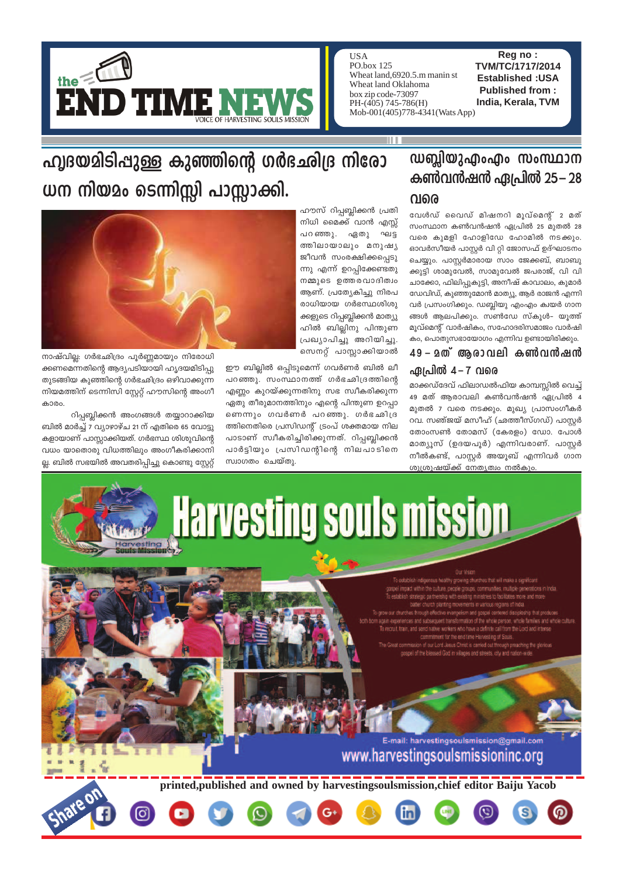# the END TIME NEWS

VOICE OF HARVESTING SOULS MISSION

USA
PO.box 125
Wheat land,6920.5.m manin st
Wheat land Oklahoma
box zip code-73097
PH-(405) 745-786(H)
Mob-001(405)778-4341(Wats App)

**Reg no : TVM/TC/1717/2014**
**Established :USA**
**Published from : India, Kerala, TVM**

## ഹൃദയമിടിപ്പുള്ള കുഞ്ഞിന്റെ ഗർഭഛിദ്ര നിരോധന നിയമം ടെന്നിസ്സി പാസ്സാക്കി.

ഹൗസ് റിപ്പബ്ലിക്കൻ പ്രതിനിധി മൈക്ക് വാൻ എസ്റ്റ് പറഞ്ഞു. ഏതു ഘട്ടത്തിലായാലും മനുഷ്യ ജീവൻ സംരക്ഷിക്കപ്പെടുന്നു എന്ന് ഉറപ്പിക്കേണ്ടതു നമ്മുടെ ഉത്തരവാദിത്വം ആണ്. പ്രത്യേകിച്ചു നിരപരാധിയായ ഗർഭസ്ഥശിശുക്കളുടെ റിപ്പബ്ലിക്കൻ മാത്യു ഹിൽ ബില്ലിനു പിന്തുണ പ്രഖ്യാപിച്ചു അറിയിച്ചു. സെനറ്റ് പാസ്സാക്കിയാൽ നാഷ്‌വില്ല: ഗർഭഛിദ്രം പൂർണ്ണമായും നിരോധിക്കണമെന്നതിന്റെ ആദ്യപടിയായി ഹൃദയമിടിപ്പു തുടങ്ങിയ കുഞ്ഞിന്റെ ഗർഭഛിദ്രം ഒഴിവാക്കുന്ന നിയമത്തിന് ടെന്നിസി സ്റ്റേറ്റ് ഹൗസിന്റെ അംഗീകാരം.

റിപ്പബ്ലിക്കൻ അംഗങ്ങൾ തയ്യാറാക്കിയ ബിൽ മാർച്ച് 7 വ്യാഴാഴ്ച 21 ന് എതിരെ 65 വോട്ടുകളായാണ് പാസ്സാക്കിയത്. ഗർഭസ്ഥ ശിശുവിന്റെ വധം യാതൊരു വിധത്തിലും അംഗീകരിക്കാനില്ല. ബിൽ സഭയിൽ അവതരിപ്പിച്ചു കൊണ്ടു സ്റ്റേറ്റ് ഈ ബില്ലിൽ ഒപ്പിടുമെന്ന് ഗവർണർ ബിൽ ലീ പറഞ്ഞു. സംസ്ഥാനത്ത് ഗർഭഛിദ്രത്തിന്റെ എണ്ണം കുറയ്ക്കുന്നതിനു സഭ സ്വീകരിക്കുന്ന ഏതു തീരുമാനത്തിനും എന്റെ പിന്തുണ ഉറപ്പാണെന്നും ഗവർണർ പറഞ്ഞു. ഗർഭഛിദ്രത്തിനെതിരെ പ്രസിഡന്റ് ട്രംപ് ശക്തമായ നിലപാടാണ് സ്വീകരിച്ചിരിക്കുന്നത്. റിപ്പബ്ലിക്കൻ പാർട്ടിയും പ്രസിഡന്റിന്റെ നിലപാടിനെ സ്വാഗതം ചെയ്തു.

## ഡബ്ലിയുഎംഎം സംസ്ഥാന കൺവൻഷൻ ഏപ്രിൽ 25–28 വരെ

വേൾഡ് വൈഡ് മിഷനറി മൂവ്മെന്റ് 2 മത് സംസ്ഥാന കൺവൻഷൻ ഏപ്രിൽ 25 മുതൽ 28 വരെ കുമളി ഹോളിഡേ ഹോമിൽ നടക്കും. ഓവർസീയർ പാസ്റ്റർ വി റ്റി ജോസഫ് ഉദ്ഘാടനം ചെയ്യും. പാസ്റ്റർമാരായ സാം ജേക്കബ്, ബാബുക്കുട്ടി ശാമുവേൽ, സാമുവേൽ ജപരാജ്, വി വി ചാക്കോ, ഫിലിപ്പുകുട്ടി, അനീഷ് കാവാലം, കുമാർ ഡേവിഡ്, കുഞ്ഞുമോൻ മാത്യൂ, ആർ രാജൻ എന്നിവർ പ്രസംഗിക്കും. ഡബ്ലിയു എംഎം ക്വയർ ഗാനങ്ങൾ ആലപിക്കും. സൺഡേ സ്കൂൾ- യൂത്ത് മൂവ്മെന്റ് വാർഷികം, സഹോദരിസമാജം വാർഷികം, പൊതുസഭായോഗം എന്നിവ ഉണ്ടായിരിക്കും.

## 49 – മത് ആരാവലി കൺവൻഷൻ ഏപ്രിൽ 4–7 വരെ

മാക്കഡേവ് ഫിലാഡൽഫിയ കാമ്പസ്സിൽ വെച്ച് 49 മത് ആരാവലി കൺവൻഷൻ ഏപ്രിൽ 4 മുതൽ 7 വരെ നടക്കും. മുഖ്യ പ്രാസംഗീകർ റവ. സഞ്ജയ് മസീഹ് (ഛത്തീസ്ഗഡ്) പാസ്റ്റർ തോംസൺ തോമസ് (കേരളം) ഡോ. പോൾ മാത്യൂസ് (ഉദയപൂർ) എന്നിവരാണ്. പാസ്റ്റർ നീൽകണ്ട്, പാസ്റ്റർ അയൂബ് എന്നിവർ ഗാന ശുശ്രൂഷയ്ക്ക് നേതൃത്വം നൽകും.

# Harvesting souls mission

Harvesting Souls Mission

Our Vision

To establish indigenous healthy growing churches that will make a significant gospel impact within the culture, people groups, communities, multiple generations in India.
To establish strategic partnership with existing ministries to facilitate more and more better church planting movements in various regions of India.
To grow our churches through effective evangelism and gospel centered discipleship that produces both born again experiences and subsequent transformation of the whole person, whole families and whole culture.
To recruit, train, and send native workers who have a definite call from the Lord and intense commitment for the end time Harvesting of Souls.
The Great commission of our Lord Jesus Christ is carried out through preaching the glorious gospel of the blessed God in villages and streets, city and nation-wide.

E-mail: harvestingsoulsmission@gmail.com
www.harvestingsoulsmissioninc.org

**printed,published and owned by harvestingsoulsmission,chief editor Baiju Yacob**

Share on